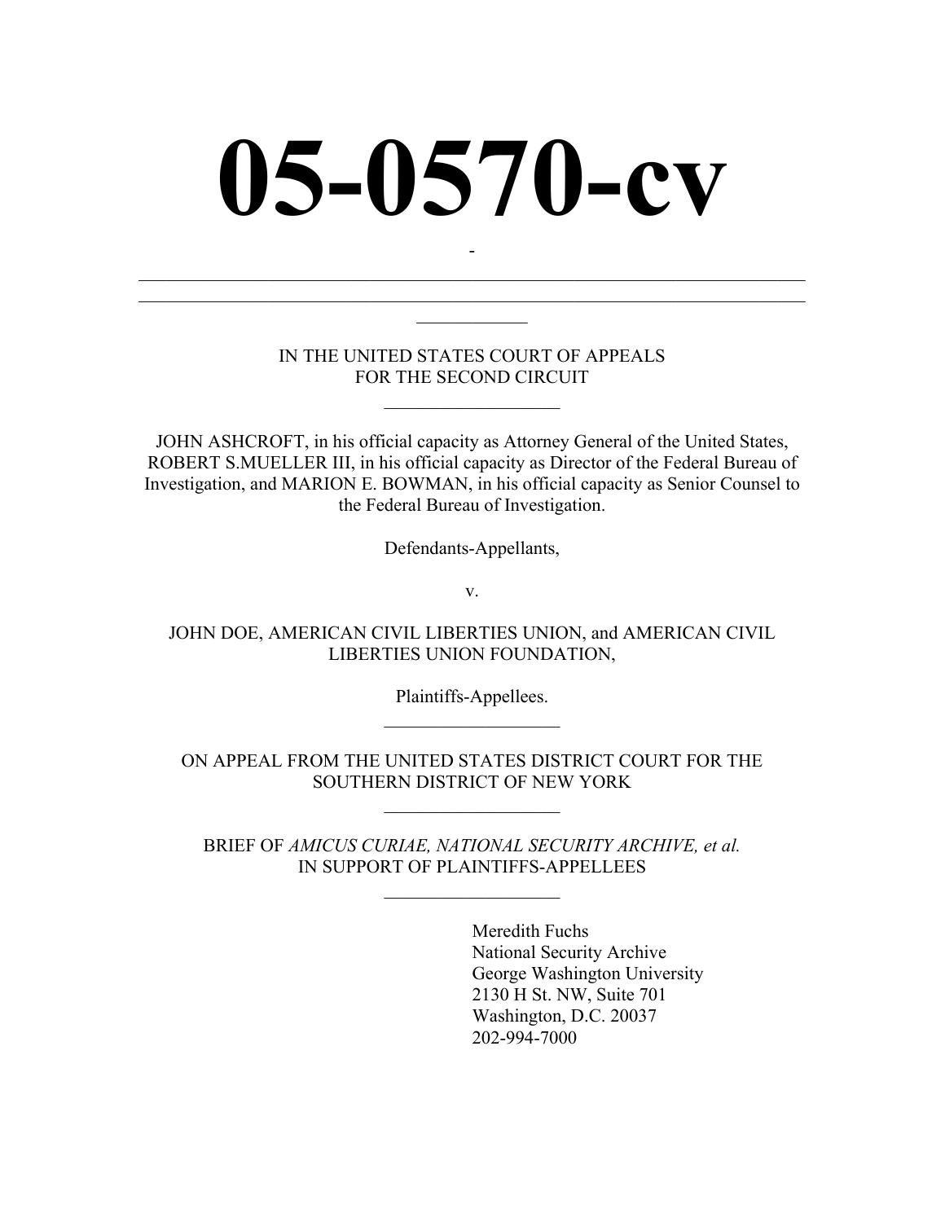# 05-0570-cv

-

IN THE UNITED STATES COURT OF APPEALS
FOR THE SECOND CIRCUIT

---

JOHN ASHCROFT, in his official capacity as Attorney General of the United States, ROBERT S.MUELLER III, in his official capacity as Director of the Federal Bureau of Investigation, and MARION E. BOWMAN, in his official capacity as Senior Counsel to the Federal Bureau of Investigation.

Defendants-Appellants,

v.

JOHN DOE, AMERICAN CIVIL LIBERTIES UNION, and AMERICAN CIVIL LIBERTIES UNION FOUNDATION,

Plaintiffs-Appellees.

---

ON APPEAL FROM THE UNITED STATES DISTRICT COURT FOR THE SOUTHERN DISTRICT OF NEW YORK

---

BRIEF OF *AMICUS CURIAE, NATIONAL SECURITY ARCHIVE, et al.*
IN SUPPORT OF PLAINTIFFS-APPELLEES

---

Meredith Fuchs
National Security Archive
George Washington University
2130 H St. NW, Suite 701
Washington, D.C. 20037
202-994-7000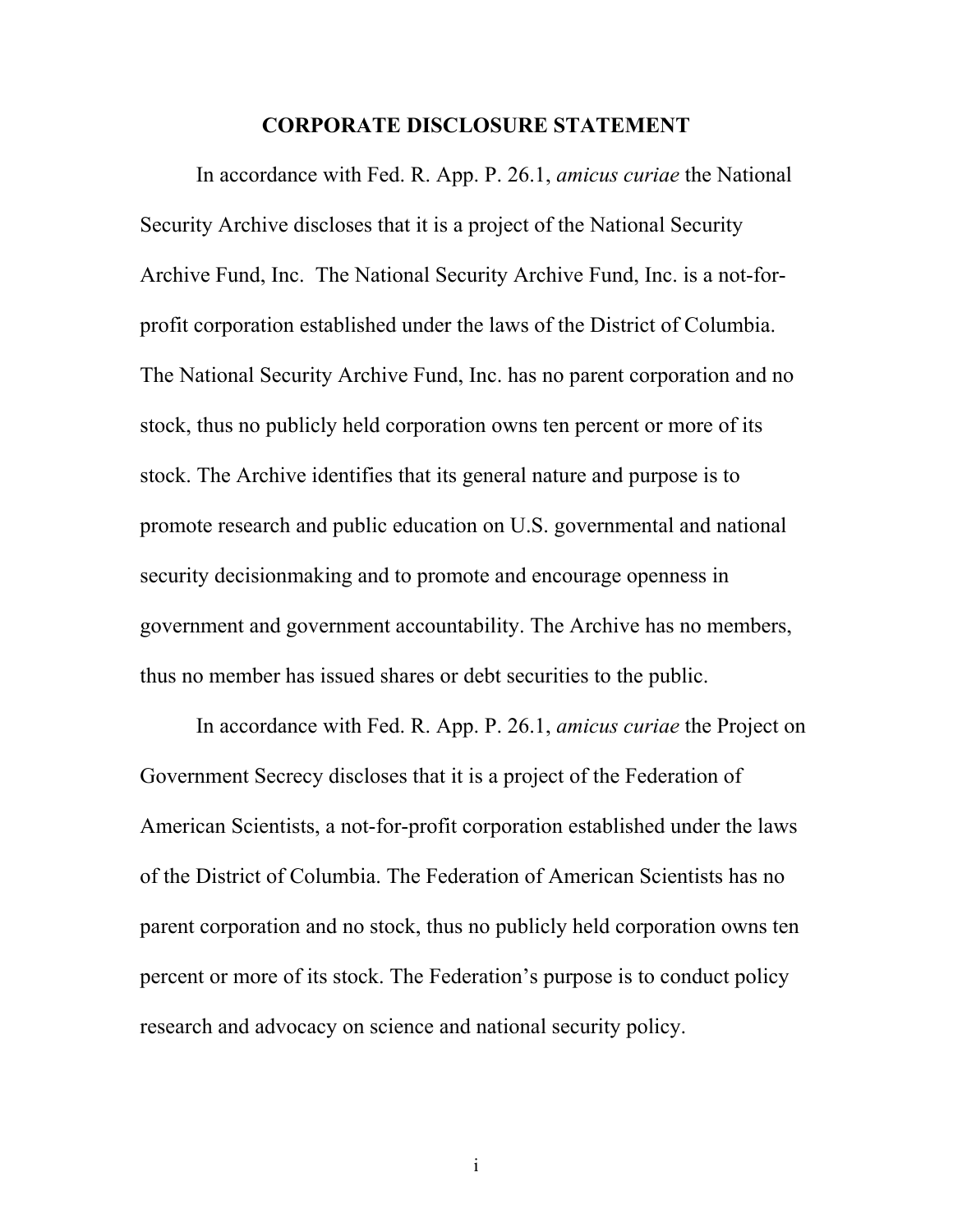## CORPORATE DISCLOSURE STATEMENT

In accordance with Fed. R. App. P. 26.1, *amicus curiae* the National Security Archive discloses that it is a project of the National Security Archive Fund, Inc. The National Security Archive Fund, Inc. is a not-for-profit corporation established under the laws of the District of Columbia. The National Security Archive Fund, Inc. has no parent corporation and no stock, thus no publicly held corporation owns ten percent or more of its stock. The Archive identifies that its general nature and purpose is to promote research and public education on U.S. governmental and national security decisionmaking and to promote and encourage openness in government and government accountability. The Archive has no members, thus no member has issued shares or debt securities to the public.

In accordance with Fed. R. App. P. 26.1, *amicus curiae* the Project on Government Secrecy discloses that it is a project of the Federation of American Scientists, a not-for-profit corporation established under the laws of the District of Columbia. The Federation of American Scientists has no parent corporation and no stock, thus no publicly held corporation owns ten percent or more of its stock. The Federation's purpose is to conduct policy research and advocacy on science and national security policy.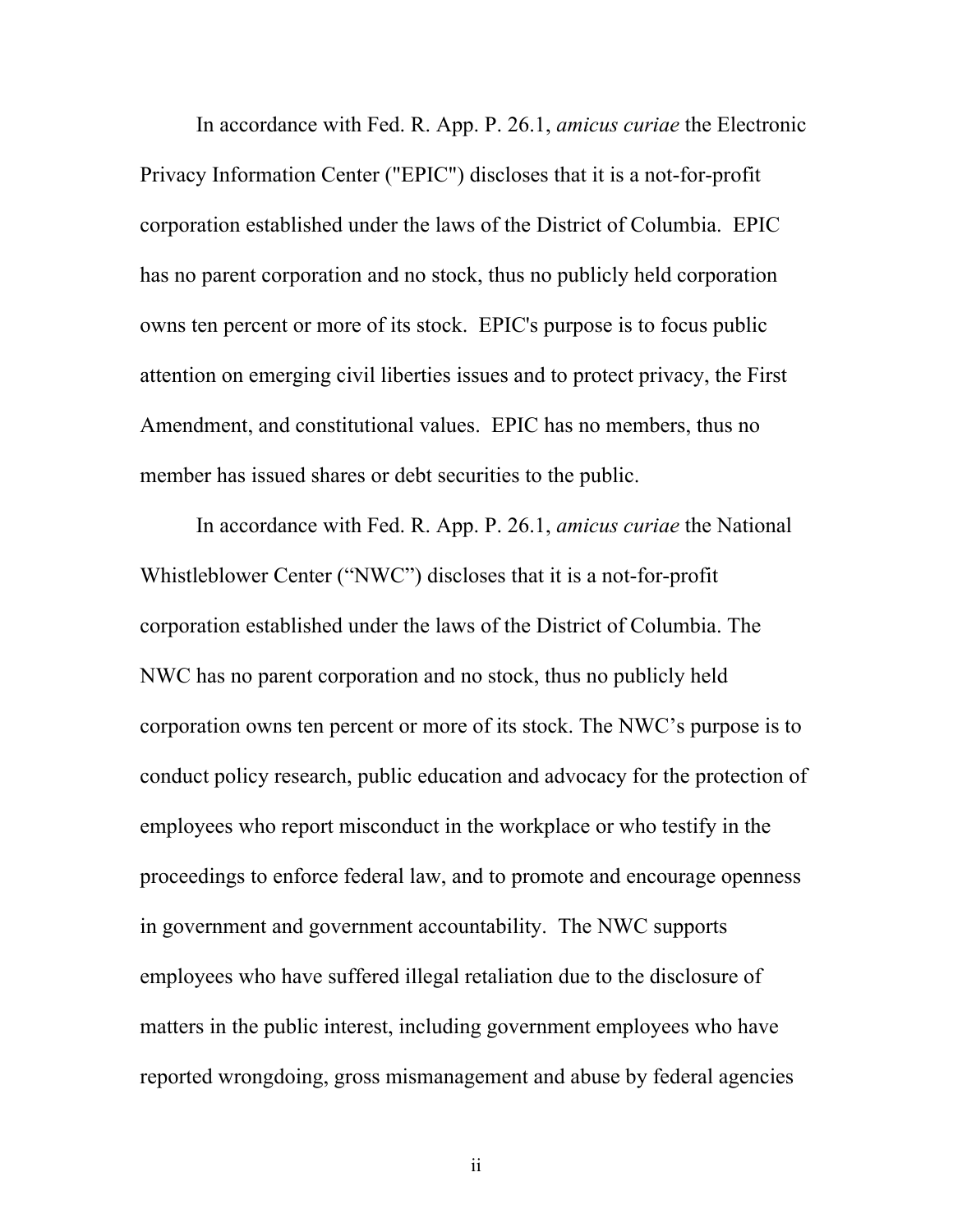In accordance with Fed. R. App. P. 26.1, *amicus curiae* the Electronic Privacy Information Center ("EPIC") discloses that it is a not-for-profit corporation established under the laws of the District of Columbia. EPIC has no parent corporation and no stock, thus no publicly held corporation owns ten percent or more of its stock. EPIC's purpose is to focus public attention on emerging civil liberties issues and to protect privacy, the First Amendment, and constitutional values. EPIC has no members, thus no member has issued shares or debt securities to the public.

In accordance with Fed. R. App. P. 26.1, *amicus curiae* the National Whistleblower Center ("NWC") discloses that it is a not-for-profit corporation established under the laws of the District of Columbia. The NWC has no parent corporation and no stock, thus no publicly held corporation owns ten percent or more of its stock. The NWC's purpose is to conduct policy research, public education and advocacy for the protection of employees who report misconduct in the workplace or who testify in the proceedings to enforce federal law, and to promote and encourage openness in government and government accountability. The NWC supports employees who have suffered illegal retaliation due to the disclosure of matters in the public interest, including government employees who have reported wrongdoing, gross mismanagement and abuse by federal agencies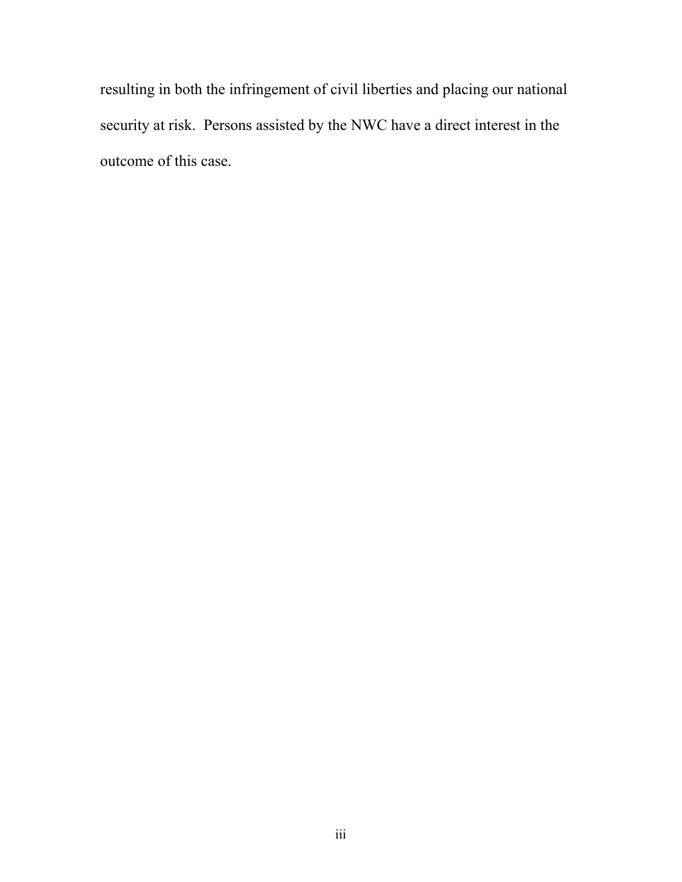resulting in both the infringement of civil liberties and placing our national security at risk. Persons assisted by the NWC have a direct interest in the outcome of this case.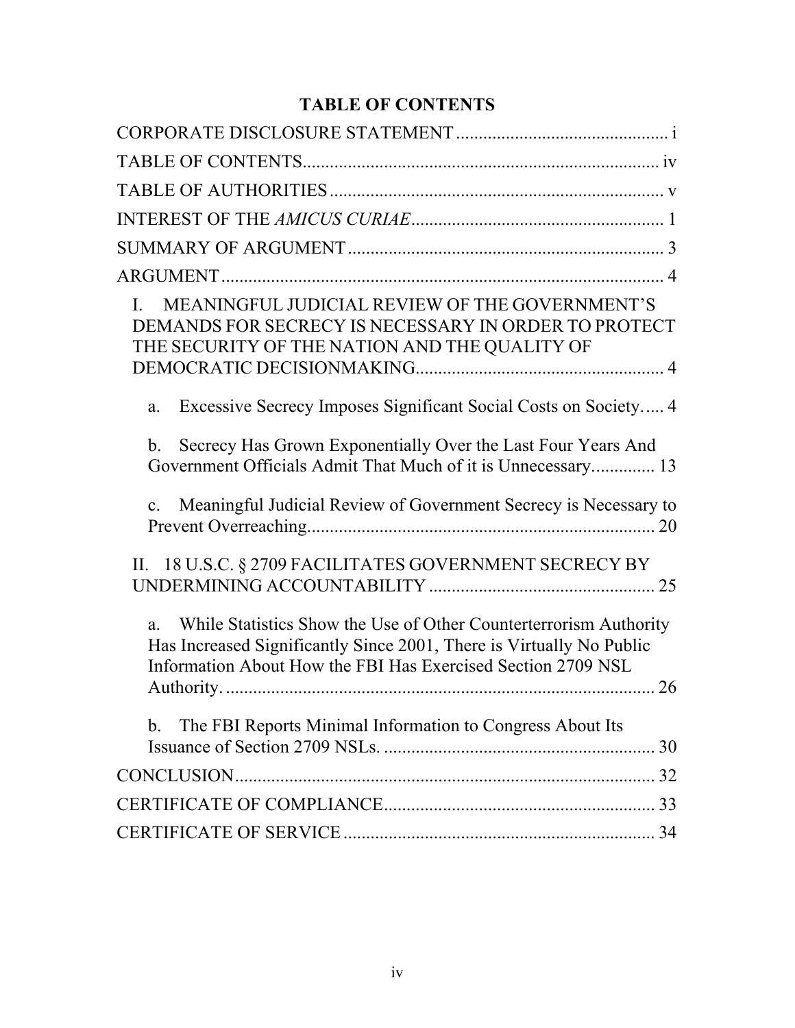# TABLE OF CONTENTS

CORPORATE DISCLOSURE STATEMENT .............................................. i

TABLE OF CONTENTS.............................................................................. iv

TABLE OF AUTHORITIES ......................................................................... v

INTEREST OF THE *AMICUS CURIAE* ........................................................ 1

SUMMARY OF ARGUMENT ...................................................................... 3

ARGUMENT ................................................................................................. 4

I. MEANINGFUL JUDICIAL REVIEW OF THE GOVERNMENT'S DEMANDS FOR SECRECY IS NECESSARY IN ORDER TO PROTECT THE SECURITY OF THE NATION AND THE QUALITY OF DEMOCRATIC DECISIONMAKING...................................................... 4

a. Excessive Secrecy Imposes Significant Social Costs on Society..... 4

b. Secrecy Has Grown Exponentially Over the Last Four Years And Government Officials Admit That Much of it is Unnecessary.............. 13

c. Meaningful Judicial Review of Government Secrecy is Necessary to Prevent Overreaching............................................................................ 20

II. 18 U.S.C. § 2709 FACILITATES GOVERNMENT SECRECY BY UNDERMINING ACCOUNTABILITY ................................................. 25

a. While Statistics Show the Use of Other Counterterrorism Authority Has Increased Significantly Since 2001, There is Virtually No Public Information About How the FBI Has Exercised Section 2709 NSL Authority. ................................................................................ 26

b. The FBI Reports Minimal Information to Congress About Its Issuance of Section 2709 NSLs. ........................................................... 30

CONCLUSION............................................................................................ 32

CERTIFICATE OF COMPLIANCE............................................................ 33

CERTIFICATE OF SERVICE ..................................................................... 34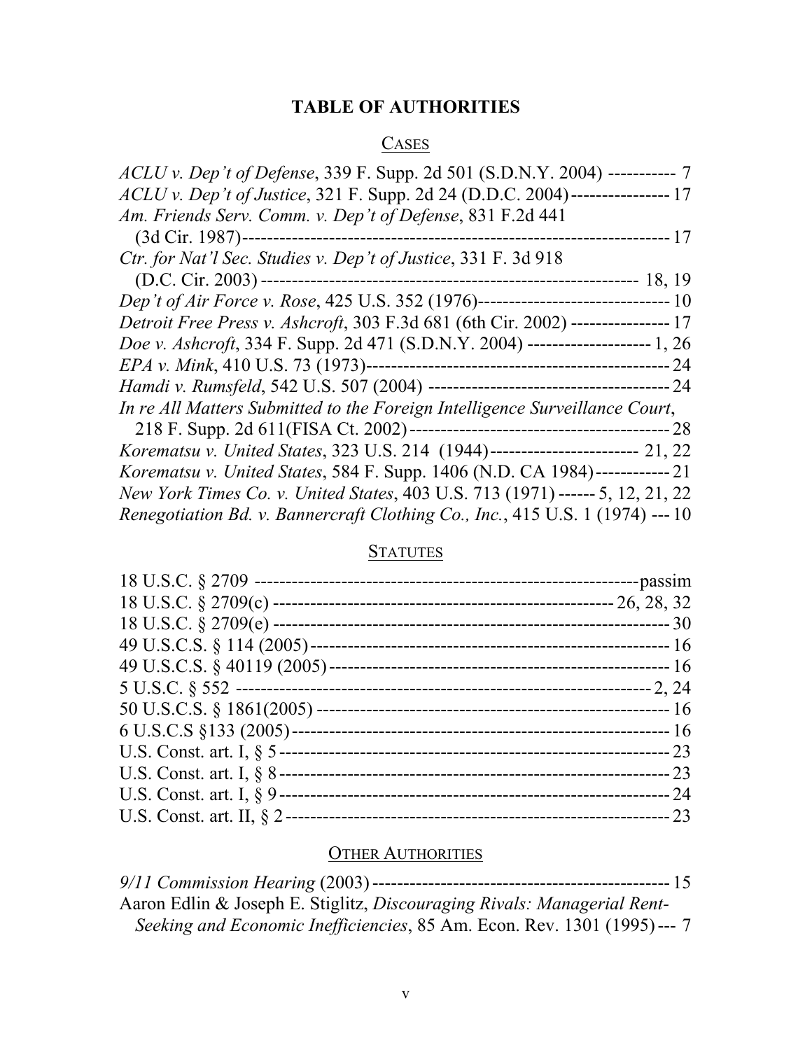# TABLE OF AUTHORITIES

## CASES

*ACLU v. Dep't of Defense*, 339 F. Supp. 2d 501 (S.D.N.Y. 2004) ----------- 7
*ACLU v. Dep't of Justice*, 321 F. Supp. 2d 24 (D.D.C. 2004) ---------------- 17
*Am. Friends Serv. Comm. v. Dep't of Defense*, 831 F.2d 441 (3d Cir. 1987) ---------------------------------------------------------------------- 17
*Ctr. for Nat'l Sec. Studies v. Dep't of Justice*, 331 F. 3d 918 (D.C. Cir. 2003) ------------------------------------------------------------ 18, 19
*Dep't of Air Force v. Rose*, 425 U.S. 352 (1976) -------------------------------- 10
*Detroit Free Press v. Ashcroft*, 303 F.3d 681 (6th Cir. 2002) ---------------- 17
*Doe v. Ashcroft*, 334 F. Supp. 2d 471 (S.D.N.Y. 2004) -------------------- 1, 26
*EPA v. Mink*, 410 U.S. 73 (1973) -------------------------------------------------- 24
*Hamdi v. Rumsfeld*, 542 U.S. 507 (2004) --------------------------------------- 24
*In re All Matters Submitted to the Foreign Intelligence Surveillance Court*, 218 F. Supp. 2d 611(FISA Ct. 2002) ------------------------------------------- 28
*Korematsu v. United States*, 323 U.S. 214 (1944) ------------------------ 21, 22
*Korematsu v. United States*, 584 F. Supp. 1406 (N.D. CA 1984) ------------ 21
*New York Times Co. v. United States*, 403 U.S. 713 (1971) ------ 5, 12, 21, 22
*Renegotiation Bd. v. Bannercraft Clothing Co., Inc.*, 415 U.S. 1 (1974) --- 10

## STATUTES

18 U.S.C. § 2709 ----------------------------------------------------------- passim
18 U.S.C. § 2709(c) ------------------------------------------------------ 26, 28, 32
18 U.S.C. § 2709(e) ----------------------------------------------------------- 30
49 U.S.C.S. § 114 (2005) ------------------------------------------------------ 16
49 U.S.C.S. § 40119 (2005) --------------------------------------------------- 16
5 U.S.C. § 552 ------------------------------------------------------------- 2, 24
50 U.S.C.S. § 1861(2005) ----------------------------------------------------- 16
6 U.S.C.S §133 (2005) --------------------------------------------------------- 16
U.S. Const. art. I, § 5 -------------------------------------------------------- 23
U.S. Const. art. I, § 8 -------------------------------------------------------- 23
U.S. Const. art. I, § 9 -------------------------------------------------------- 24
U.S. Const. art. II, § 2 ------------------------------------------------------- 23

## OTHER AUTHORITIES

*9/11 Commission Hearing* (2003) --------------------------------------------- 15
Aaron Edlin & Joseph E. Stiglitz, *Discouraging Rivals: Managerial Rent-Seeking and Economic Inefficiencies*, 85 Am. Econ. Rev. 1301 (1995) --- 7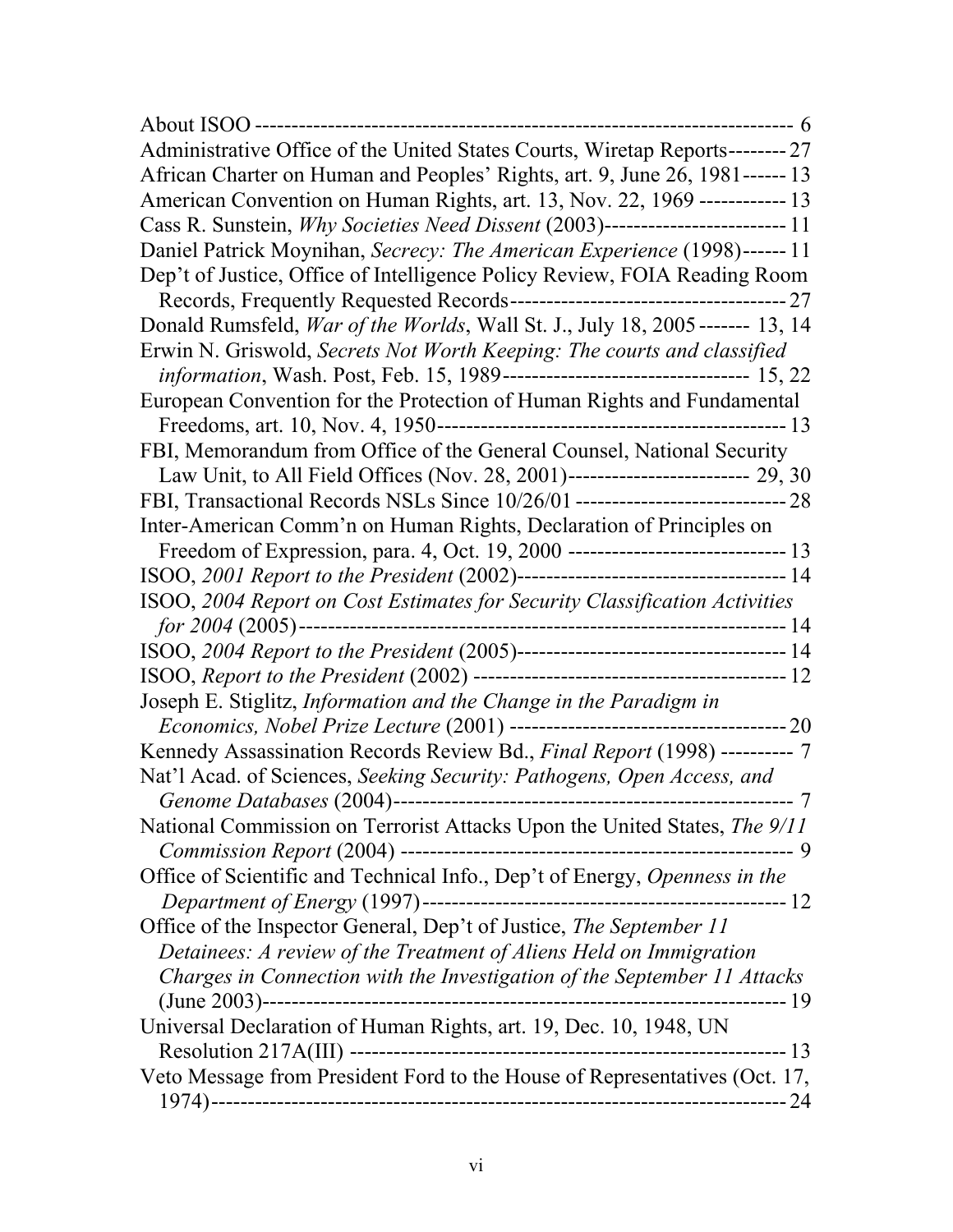About ISOO ---------------------------------------------------------------------- 6
Administrative Office of the United States Courts, Wiretap Reports-------- 27
African Charter on Human and Peoples' Rights, art. 9, June 26, 1981------ 13
American Convention on Human Rights, art. 13, Nov. 22, 1969 ------------ 13
Cass R. Sunstein, *Why Societies Need Dissent* (2003)------------------------- 11
Daniel Patrick Moynihan, *Secrecy: The American Experience* (1998)------ 11
Dep't of Justice, Office of Intelligence Policy Review, FOIA Reading Room Records, Frequently Requested Records--------------------------------------- 27
Donald Rumsfeld, *War of the Worlds*, Wall St. J., July 18, 2005 ------- 13, 14
Erwin N. Griswold, *Secrets Not Worth Keeping: The courts and classified information*, Wash. Post, Feb. 15, 1989---------------------------------- 15, 22
European Convention for the Protection of Human Rights and Fundamental Freedoms, art. 10, Nov. 4, 1950------------------------------------------------ 13
FBI, Memorandum from Office of the General Counsel, National Security Law Unit, to All Field Offices (Nov. 28, 2001)------------------------- 29, 30
FBI, Transactional Records NSLs Since 10/26/01 ----------------------------- 28
Inter-American Comm'n on Human Rights, Declaration of Principles on Freedom of Expression, para. 4, Oct. 19, 2000 ------------------------------ 13
ISOO, *2001 Report to the President* (2002)------------------------------------- 14
ISOO, *2004 Report on Cost Estimates for Security Classification Activities for 2004* (2005)------------------------------------------------------------------- 14
ISOO, *2004 Report to the President* (2005)------------------------------------- 14
ISOO, *Report to the President* (2002) ------------------------------------------- 12
Joseph E. Stiglitz, *Information and the Change in the Paradigm in Economics, Nobel Prize Lecture* (2001) -------------------------------------- 20
Kennedy Assassination Records Review Bd., *Final Report* (1998) ---------- 7
Nat'l Acad. of Sciences, *Seeking Security: Pathogens, Open Access, and Genome Databases* (2004)------------------------------------------------------ 7
National Commission on Terrorist Attacks Upon the United States, *The 9/11 Commission Report* (2004) ------------------------------------------------------ 9
Office of Scientific and Technical Info., Dep't of Energy, *Openness in the Department of Energy* (1997)--------------------------------------------------- 12
Office of the Inspector General, Dep't of Justice, *The September 11 Detainees: A review of the Treatment of Aliens Held on Immigration Charges in Connection with the Investigation of the September 11 Attacks* (June 2003)------------------------------------------------------------------- 19
Universal Declaration of Human Rights, art. 19, Dec. 10, 1948, UN Resolution 217A(III) ------------------------------------------------------------ 13
Veto Message from President Ford to the House of Representatives (Oct. 17, 1974)---------------------------------------------------------------------------- 24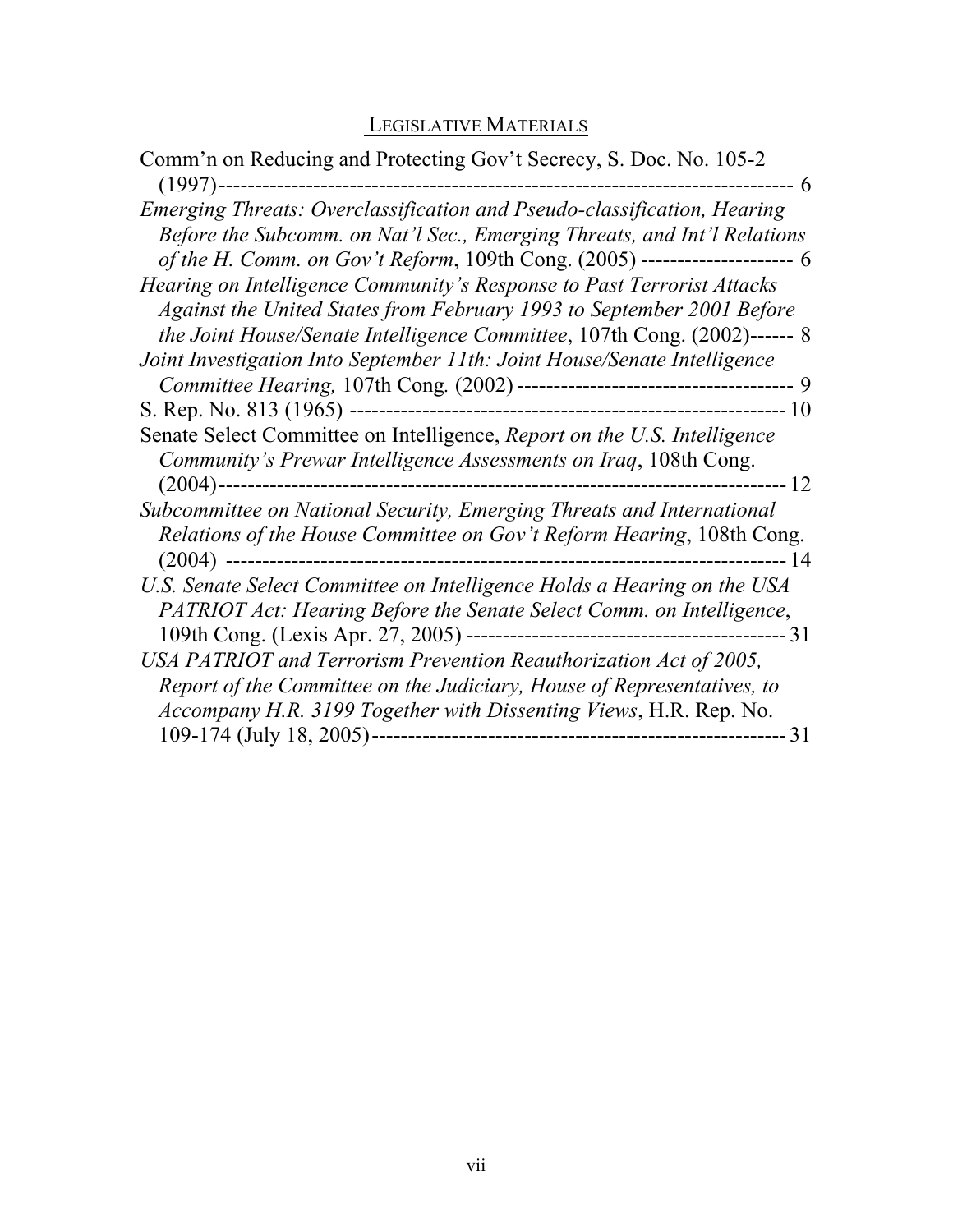## LEGISLATIVE MATERIALS

Comm'n on Reducing and Protecting Gov't Secrecy, S. Doc. No. 105-2 (1997) ---------- 6

*Emerging Threats: Overclassification and Pseudo-classification, Hearing Before the Subcomm. on Nat'l Sec., Emerging Threats, and Int'l Relations of the H. Comm. on Gov't Reform*, 109th Cong. (2005) ---------- 6

*Hearing on Intelligence Community's Response to Past Terrorist Attacks Against the United States from February 1993 to September 2001 Before the Joint House/Senate Intelligence Committee*, 107th Cong. (2002) ---------- 8

*Joint Investigation Into September 11th: Joint House/Senate Intelligence Committee Hearing,* 107th Cong. (2002) ---------- 9

S. Rep. No. 813 (1965) ---------- 10

Senate Select Committee on Intelligence, *Report on the U.S. Intelligence Community's Prewar Intelligence Assessments on Iraq*, 108th Cong. (2004) ---------- 12

*Subcommittee on National Security, Emerging Threats and International Relations of the House Committee on Gov't Reform Hearing*, 108th Cong. (2004) ---------- 14

*U.S. Senate Select Committee on Intelligence Holds a Hearing on the USA PATRIOT Act: Hearing Before the Senate Select Comm. on Intelligence*, 109th Cong. (Lexis Apr. 27, 2005) ---------- 31

*USA PATRIOT and Terrorism Prevention Reauthorization Act of 2005, Report of the Committee on the Judiciary, House of Representatives, to Accompany H.R. 3199 Together with Dissenting Views*, H.R. Rep. No. 109-174 (July 18, 2005) ---------- 31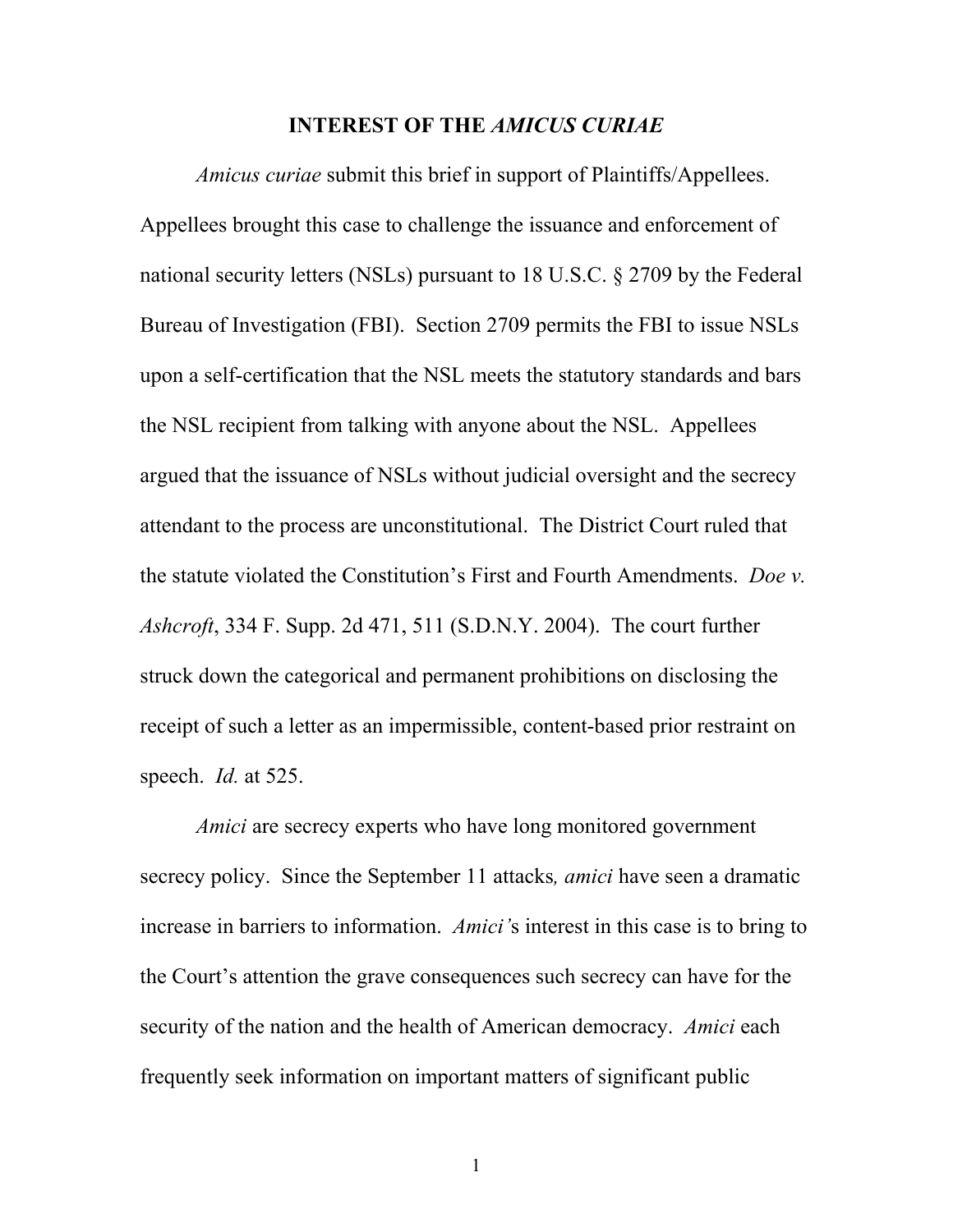## INTEREST OF THE *AMICUS CURIAE*

*Amicus curiae* submit this brief in support of Plaintiffs/Appellees. Appellees brought this case to challenge the issuance and enforcement of national security letters (NSLs) pursuant to 18 U.S.C. § 2709 by the Federal Bureau of Investigation (FBI). Section 2709 permits the FBI to issue NSLs upon a self-certification that the NSL meets the statutory standards and bars the NSL recipient from talking with anyone about the NSL. Appellees argued that the issuance of NSLs without judicial oversight and the secrecy attendant to the process are unconstitutional. The District Court ruled that the statute violated the Constitution's First and Fourth Amendments. *Doe v. Ashcroft*, 334 F. Supp. 2d 471, 511 (S.D.N.Y. 2004). The court further struck down the categorical and permanent prohibitions on disclosing the receipt of such a letter as an impermissible, content-based prior restraint on speech. *Id.* at 525.

*Amici* are secrecy experts who have long monitored government secrecy policy. Since the September 11 attacks*, amici* have seen a dramatic increase in barriers to information. *Amici's* interest in this case is to bring to the Court's attention the grave consequences such secrecy can have for the security of the nation and the health of American democracy. *Amici* each frequently seek information on important matters of significant public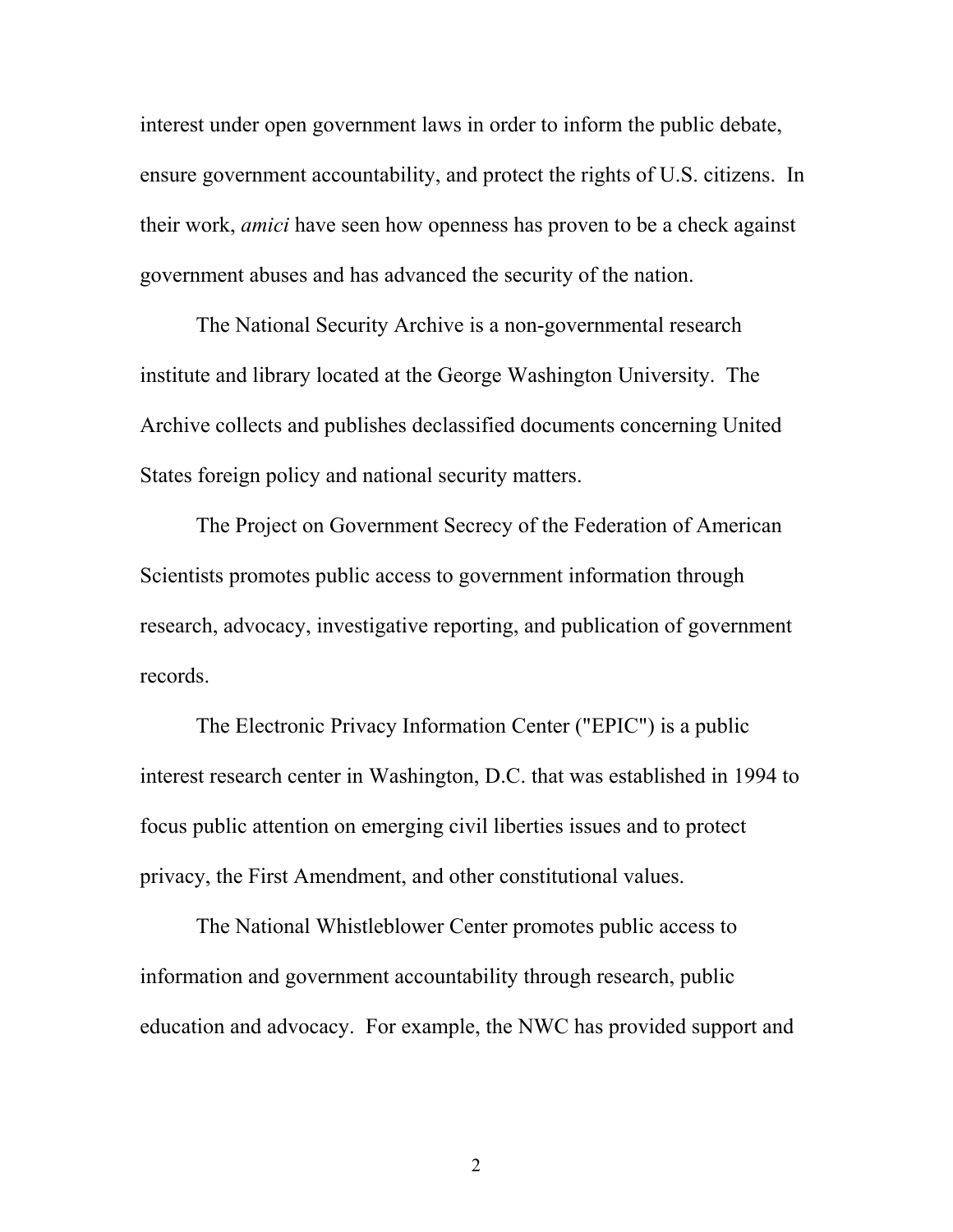interest under open government laws in order to inform the public debate, ensure government accountability, and protect the rights of U.S. citizens. In their work, *amici* have seen how openness has proven to be a check against government abuses and has advanced the security of the nation.

The National Security Archive is a non-governmental research institute and library located at the George Washington University. The Archive collects and publishes declassified documents concerning United States foreign policy and national security matters.

The Project on Government Secrecy of the Federation of American Scientists promotes public access to government information through research, advocacy, investigative reporting, and publication of government records.

The Electronic Privacy Information Center ("EPIC") is a public interest research center in Washington, D.C. that was established in 1994 to focus public attention on emerging civil liberties issues and to protect privacy, the First Amendment, and other constitutional values.

The National Whistleblower Center promotes public access to information and government accountability through research, public education and advocacy. For example, the NWC has provided support and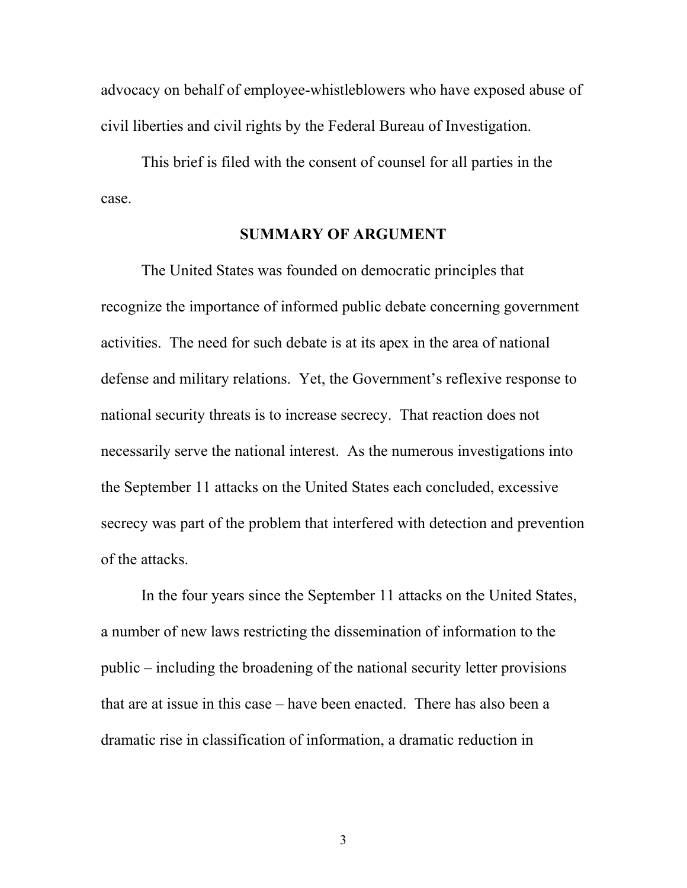advocacy on behalf of employee-whistleblowers who have exposed abuse of civil liberties and civil rights by the Federal Bureau of Investigation.

This brief is filed with the consent of counsel for all parties in the case.

## SUMMARY OF ARGUMENT

The United States was founded on democratic principles that recognize the importance of informed public debate concerning government activities. The need for such debate is at its apex in the area of national defense and military relations. Yet, the Government's reflexive response to national security threats is to increase secrecy. That reaction does not necessarily serve the national interest. As the numerous investigations into the September 11 attacks on the United States each concluded, excessive secrecy was part of the problem that interfered with detection and prevention of the attacks.

In the four years since the September 11 attacks on the United States, a number of new laws restricting the dissemination of information to the public – including the broadening of the national security letter provisions that are at issue in this case – have been enacted. There has also been a dramatic rise in classification of information, a dramatic reduction in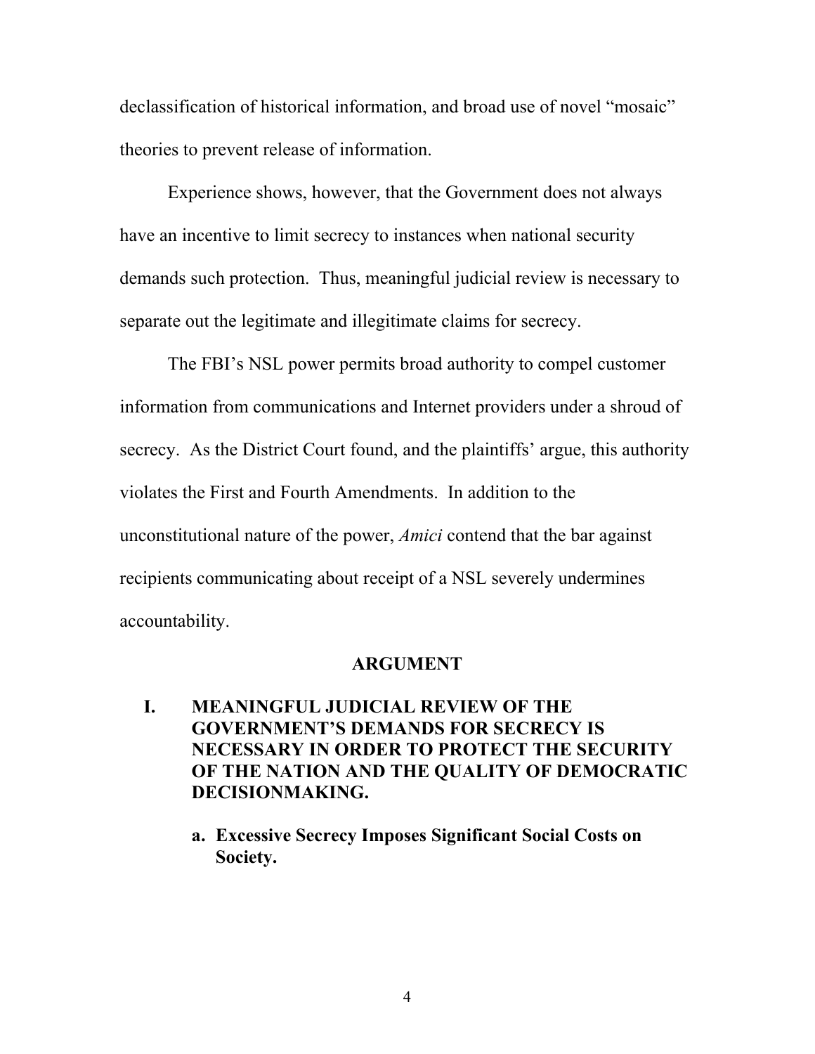declassification of historical information, and broad use of novel "mosaic" theories to prevent release of information.

Experience shows, however, that the Government does not always have an incentive to limit secrecy to instances when national security demands such protection. Thus, meaningful judicial review is necessary to separate out the legitimate and illegitimate claims for secrecy.

The FBI's NSL power permits broad authority to compel customer information from communications and Internet providers under a shroud of secrecy. As the District Court found, and the plaintiffs' argue, this authority violates the First and Fourth Amendments. In addition to the unconstitutional nature of the power, *Amici* contend that the bar against recipients communicating about receipt of a NSL severely undermines accountability.

## ARGUMENT

### I. MEANINGFUL JUDICIAL REVIEW OF THE GOVERNMENT'S DEMANDS FOR SECRECY IS NECESSARY IN ORDER TO PROTECT THE SECURITY OF THE NATION AND THE QUALITY OF DEMOCRATIC DECISIONMAKING.

#### a. Excessive Secrecy Imposes Significant Social Costs on Society.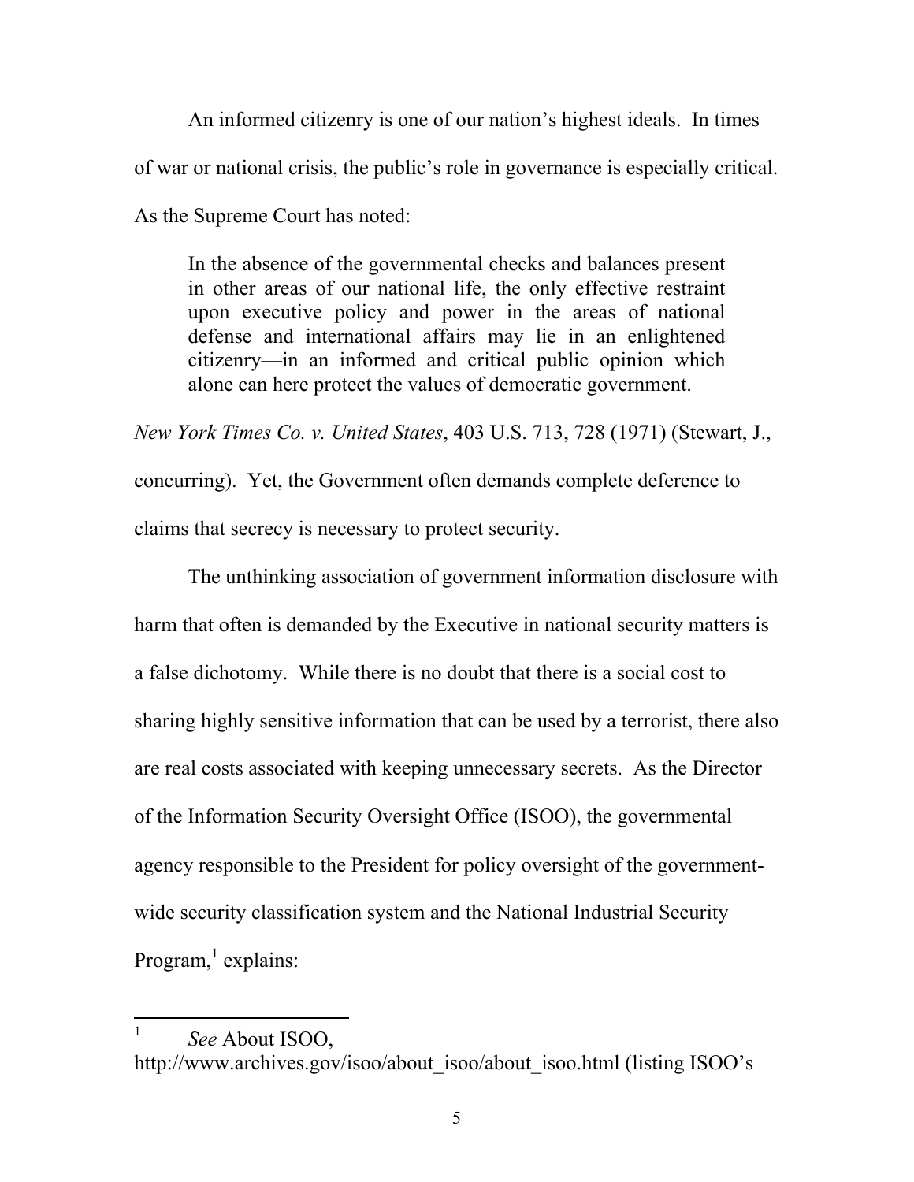An informed citizenry is one of our nation's highest ideals. In times of war or national crisis, the public's role in governance is especially critical. As the Supreme Court has noted:

> In the absence of the governmental checks and balances present in other areas of our national life, the only effective restraint upon executive policy and power in the areas of national defense and international affairs may lie in an enlightened citizenry—in an informed and critical public opinion which alone can here protect the values of democratic government.

*New York Times Co. v. United States*, 403 U.S. 713, 728 (1971) (Stewart, J., concurring). Yet, the Government often demands complete deference to claims that secrecy is necessary to protect security.

The unthinking association of government information disclosure with harm that often is demanded by the Executive in national security matters is a false dichotomy. While there is no doubt that there is a social cost to sharing highly sensitive information that can be used by a terrorist, there also are real costs associated with keeping unnecessary secrets. As the Director of the Information Security Oversight Office (ISOO), the governmental agency responsible to the President for policy oversight of the government-wide security classification system and the National Industrial Security Program,[1] explains:

---

[1] *See* About ISOO, http://www.archives.gov/isoo/about_isoo/about_isoo.html (listing ISOO's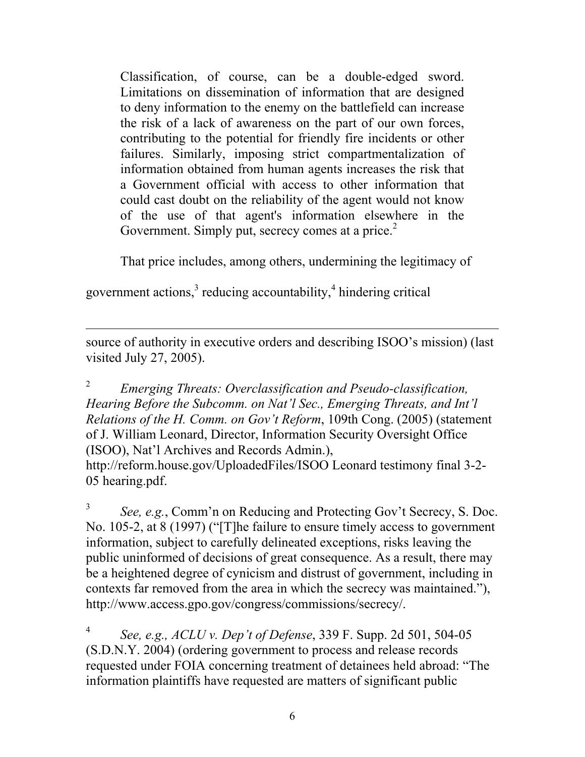> Classification, of course, can be a double-edged sword. Limitations on dissemination of information that are designed to deny information to the enemy on the battlefield can increase the risk of a lack of awareness on the part of our own forces, contributing to the potential for friendly fire incidents or other failures. Similarly, imposing strict compartmentalization of information obtained from human agents increases the risk that a Government official with access to other information that could cast doubt on the reliability of the agent would not know of the use of that agent's information elsewhere in the Government. Simply put, secrecy comes at a price.[2]

That price includes, among others, undermining the legitimacy of government actions,[3] reducing accountability,[4] hindering critical

---

source of authority in executive orders and describing ISOO's mission) (last visited July 27, 2005).

[2] *Emerging Threats: Overclassification and Pseudo-classification, Hearing Before the Subcomm. on Nat'l Sec., Emerging Threats, and Int'l Relations of the H. Comm. on Gov't Reform*, 109th Cong. (2005) (statement of J. William Leonard, Director, Information Security Oversight Office (ISOO), Nat'l Archives and Records Admin.), http://reform.house.gov/UploadedFiles/ISOO Leonard testimony final 3-2-05 hearing.pdf.

[3] *See, e.g.*, Comm'n on Reducing and Protecting Gov't Secrecy, S. Doc. No. 105-2, at 8 (1997) ("[T]he failure to ensure timely access to government information, subject to carefully delineated exceptions, risks leaving the public uninformed of decisions of great consequence. As a result, there may be a heightened degree of cynicism and distrust of government, including in contexts far removed from the area in which the secrecy was maintained."), http://www.access.gpo.gov/congress/commissions/secrecy/.

[4] *See, e.g., ACLU v. Dep't of Defense*, 339 F. Supp. 2d 501, 504-05 (S.D.N.Y. 2004) (ordering government to process and release records requested under FOIA concerning treatment of detainees held abroad: "The information plaintiffs have requested are matters of significant public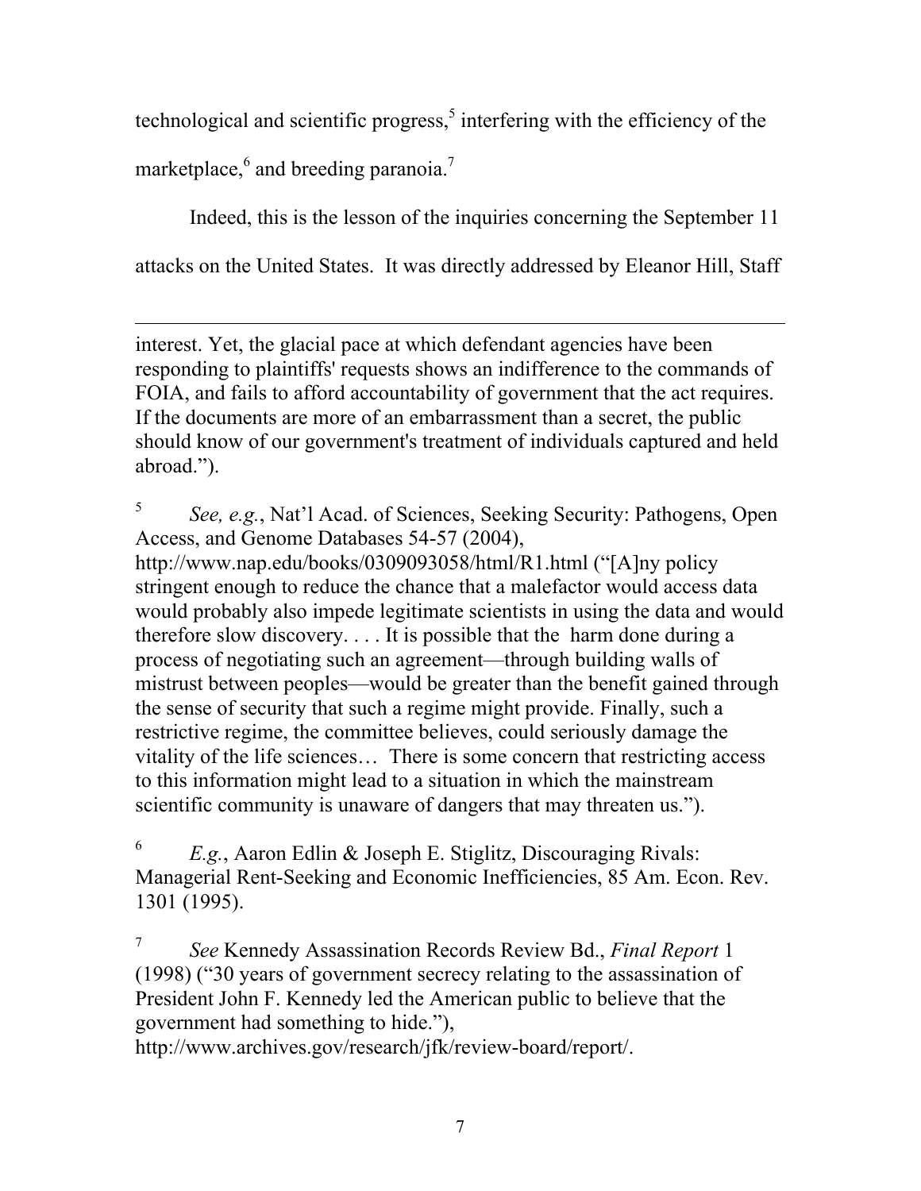technological and scientific progress,[5] interfering with the efficiency of the marketplace,[6] and breeding paranoia.[7]

Indeed, this is the lesson of the inquiries concerning the September 11 attacks on the United States. It was directly addressed by Eleanor Hill, Staff

---

interest. Yet, the glacial pace at which defendant agencies have been responding to plaintiffs' requests shows an indifference to the commands of FOIA, and fails to afford accountability of government that the act requires. If the documents are more of an embarrassment than a secret, the public should know of our government's treatment of individuals captured and held abroad.").

[5] *See, e.g.*, Nat'l Acad. of Sciences, Seeking Security: Pathogens, Open Access, and Genome Databases 54-57 (2004), http://www.nap.edu/books/0309093058/html/R1.html ("[A]ny policy stringent enough to reduce the chance that a malefactor would access data would probably also impede legitimate scientists in using the data and would therefore slow discovery. . . . It is possible that the harm done during a process of negotiating such an agreement—through building walls of mistrust between peoples—would be greater than the benefit gained through the sense of security that such a regime might provide. Finally, such a restrictive regime, the committee believes, could seriously damage the vitality of the life sciences… There is some concern that restricting access to this information might lead to a situation in which the mainstream scientific community is unaware of dangers that may threaten us.").

[6] *E.g.*, Aaron Edlin & Joseph E. Stiglitz, Discouraging Rivals: Managerial Rent-Seeking and Economic Inefficiencies, 85 Am. Econ. Rev. 1301 (1995).

[7] *See* Kennedy Assassination Records Review Bd., *Final Report* 1 (1998) ("30 years of government secrecy relating to the assassination of President John F. Kennedy led the American public to believe that the government had something to hide."), http://www.archives.gov/research/jfk/review-board/report/.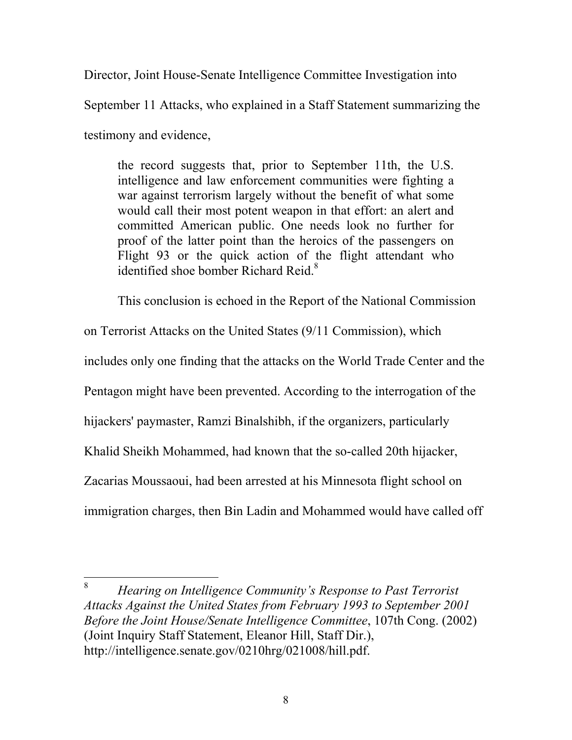Director, Joint House-Senate Intelligence Committee Investigation into September 11 Attacks, who explained in a Staff Statement summarizing the testimony and evidence,

> the record suggests that, prior to September 11th, the U.S. intelligence and law enforcement communities were fighting a war against terrorism largely without the benefit of what some would call their most potent weapon in that effort: an alert and committed American public. One needs look no further for proof of the latter point than the heroics of the passengers on Flight 93 or the quick action of the flight attendant who identified shoe bomber Richard Reid.[8]

This conclusion is echoed in the Report of the National Commission on Terrorist Attacks on the United States (9/11 Commission), which includes only one finding that the attacks on the World Trade Center and the Pentagon might have been prevented. According to the interrogation of the hijackers' paymaster, Ramzi Binalshibh, if the organizers, particularly Khalid Sheikh Mohammed, had known that the so-called 20th hijacker, Zacarias Moussaoui, had been arrested at his Minnesota flight school on immigration charges, then Bin Ladin and Mohammed would have called off

---

[8] *Hearing on Intelligence Community's Response to Past Terrorist Attacks Against the United States from February 1993 to September 2001 Before the Joint House/Senate Intelligence Committee*, 107th Cong. (2002) (Joint Inquiry Staff Statement, Eleanor Hill, Staff Dir.), http://intelligence.senate.gov/0210hrg/021008/hill.pdf.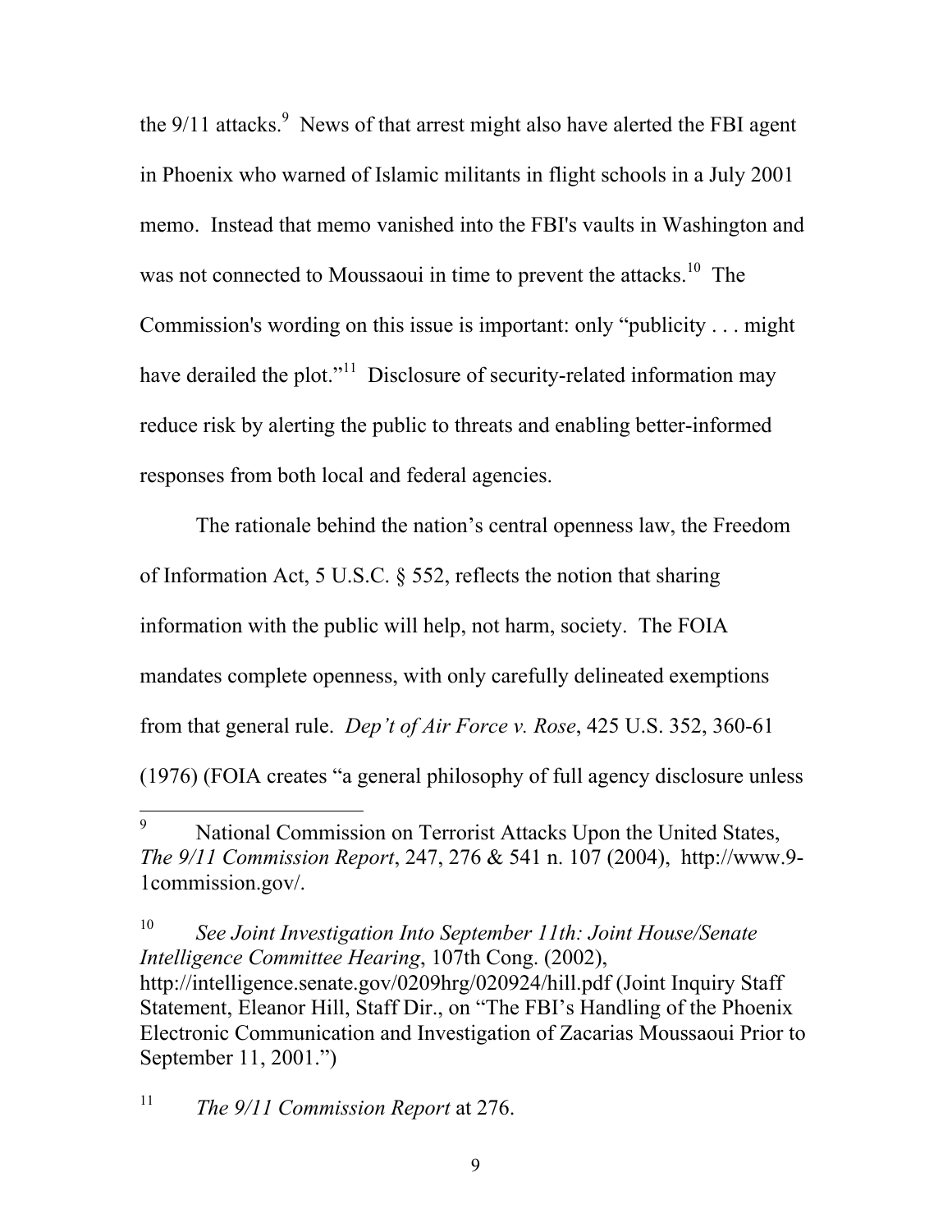the 9/11 attacks.[9] News of that arrest might also have alerted the FBI agent in Phoenix who warned of Islamic militants in flight schools in a July 2001 memo. Instead that memo vanished into the FBI's vaults in Washington and was not connected to Moussaoui in time to prevent the attacks.[10] The Commission's wording on this issue is important: only "publicity . . . might have derailed the plot."[11] Disclosure of security-related information may reduce risk by alerting the public to threats and enabling better-informed responses from both local and federal agencies.

The rationale behind the nation's central openness law, the Freedom of Information Act, 5 U.S.C. § 552, reflects the notion that sharing information with the public will help, not harm, society. The FOIA mandates complete openness, with only carefully delineated exemptions from that general rule. *Dep't of Air Force v. Rose*, 425 U.S. 352, 360-61 (1976) (FOIA creates "a general philosophy of full agency disclosure unless

---

[9] National Commission on Terrorist Attacks Upon the United States, *The 9/11 Commission Report*, 247, 276 & 541 n. 107 (2004), http://www.9-1commission.gov/.

[10] *See Joint Investigation Into September 11th: Joint House/Senate Intelligence Committee Hearing*, 107th Cong. (2002), http://intelligence.senate.gov/0209hrg/020924/hill.pdf (Joint Inquiry Staff Statement, Eleanor Hill, Staff Dir., on "The FBI's Handling of the Phoenix Electronic Communication and Investigation of Zacarias Moussaoui Prior to September 11, 2001.")

[11] *The 9/11 Commission Report* at 276.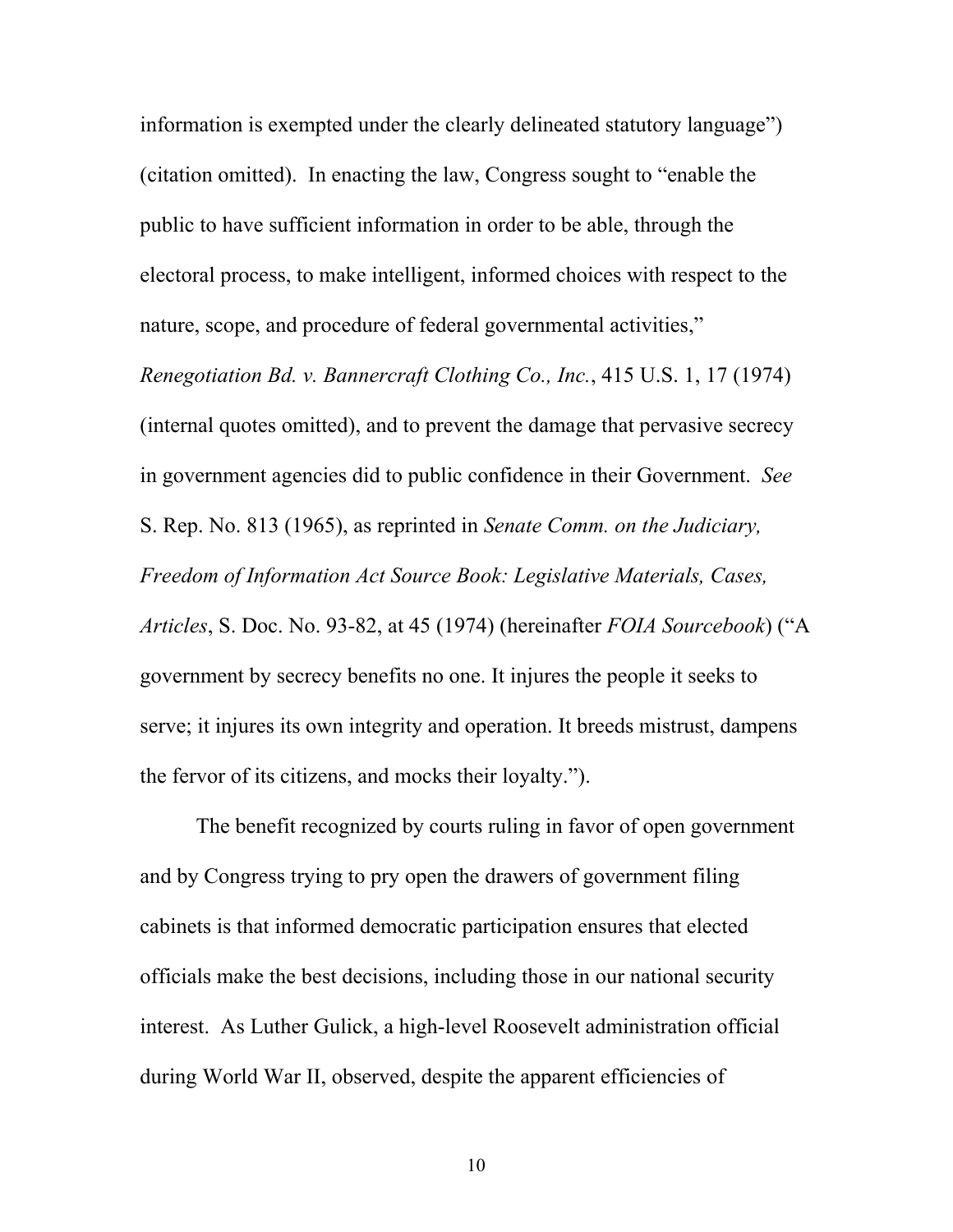information is exempted under the clearly delineated statutory language") (citation omitted). In enacting the law, Congress sought to "enable the public to have sufficient information in order to be able, through the electoral process, to make intelligent, informed choices with respect to the nature, scope, and procedure of federal governmental activities," *Renegotiation Bd. v. Bannercraft Clothing Co., Inc.*, 415 U.S. 1, 17 (1974) (internal quotes omitted), and to prevent the damage that pervasive secrecy in government agencies did to public confidence in their Government. *See* S. Rep. No. 813 (1965), as reprinted in *Senate Comm. on the Judiciary, Freedom of Information Act Source Book: Legislative Materials, Cases, Articles*, S. Doc. No. 93-82, at 45 (1974) (hereinafter *FOIA Sourcebook*) ("A government by secrecy benefits no one. It injures the people it seeks to serve; it injures its own integrity and operation. It breeds mistrust, dampens the fervor of its citizens, and mocks their loyalty.").

The benefit recognized by courts ruling in favor of open government and by Congress trying to pry open the drawers of government filing cabinets is that informed democratic participation ensures that elected officials make the best decisions, including those in our national security interest. As Luther Gulick, a high-level Roosevelt administration official during World War II, observed, despite the apparent efficiencies of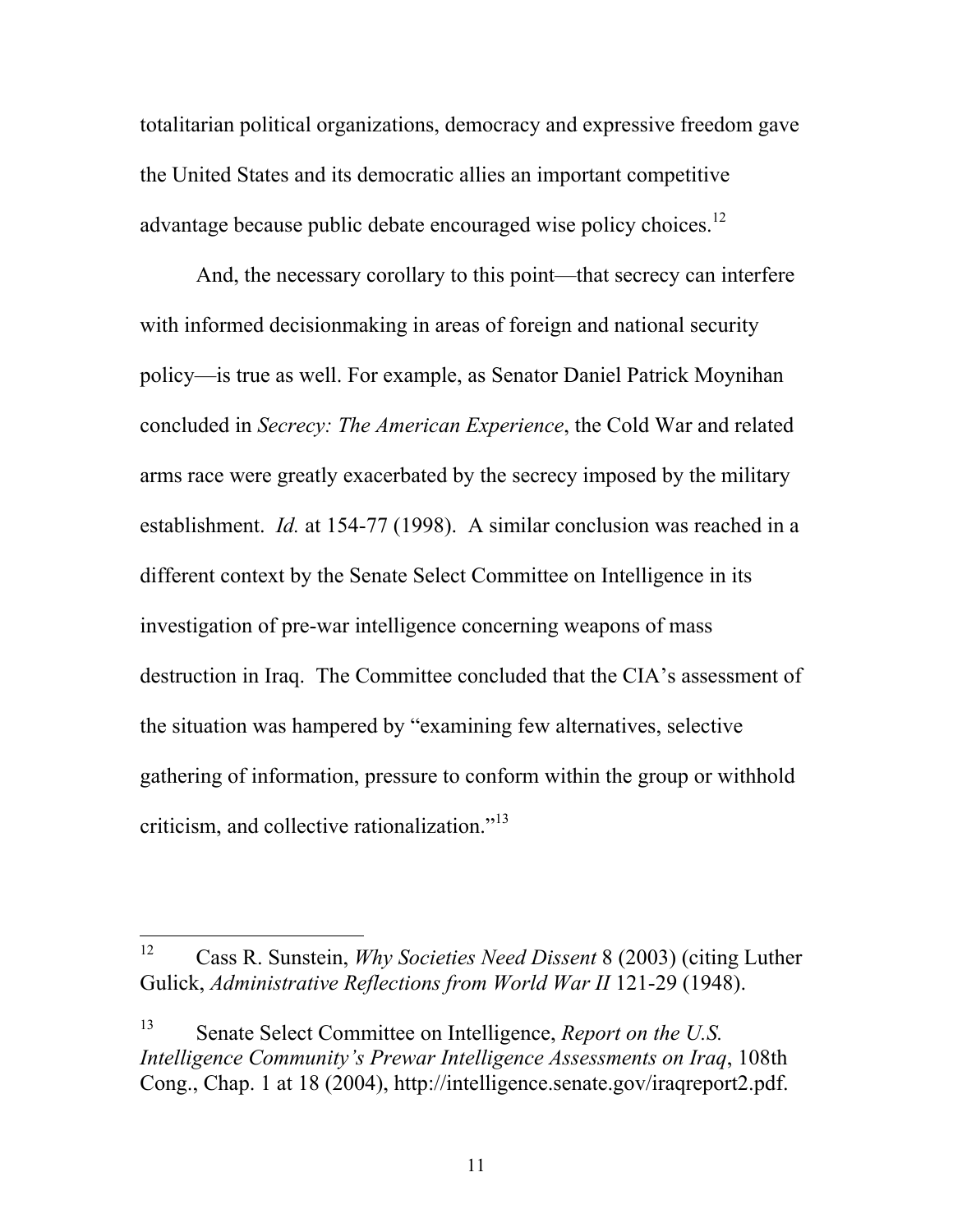totalitarian political organizations, democracy and expressive freedom gave the United States and its democratic allies an important competitive advantage because public debate encouraged wise policy choices.[12]

And, the necessary corollary to this point—that secrecy can interfere with informed decisionmaking in areas of foreign and national security policy—is true as well. For example, as Senator Daniel Patrick Moynihan concluded in *Secrecy: The American Experience*, the Cold War and related arms race were greatly exacerbated by the secrecy imposed by the military establishment. *Id.* at 154-77 (1998). A similar conclusion was reached in a different context by the Senate Select Committee on Intelligence in its investigation of pre-war intelligence concerning weapons of mass destruction in Iraq. The Committee concluded that the CIA's assessment of the situation was hampered by "examining few alternatives, selective gathering of information, pressure to conform within the group or withhold criticism, and collective rationalization."[13]

---

[12] Cass R. Sunstein, *Why Societies Need Dissent* 8 (2003) (citing Luther Gulick, *Administrative Reflections from World War II* 121-29 (1948).

[13] Senate Select Committee on Intelligence, *Report on the U.S. Intelligence Community's Prewar Intelligence Assessments on Iraq*, 108th Cong., Chap. 1 at 18 (2004), http://intelligence.senate.gov/iraqreport2.pdf.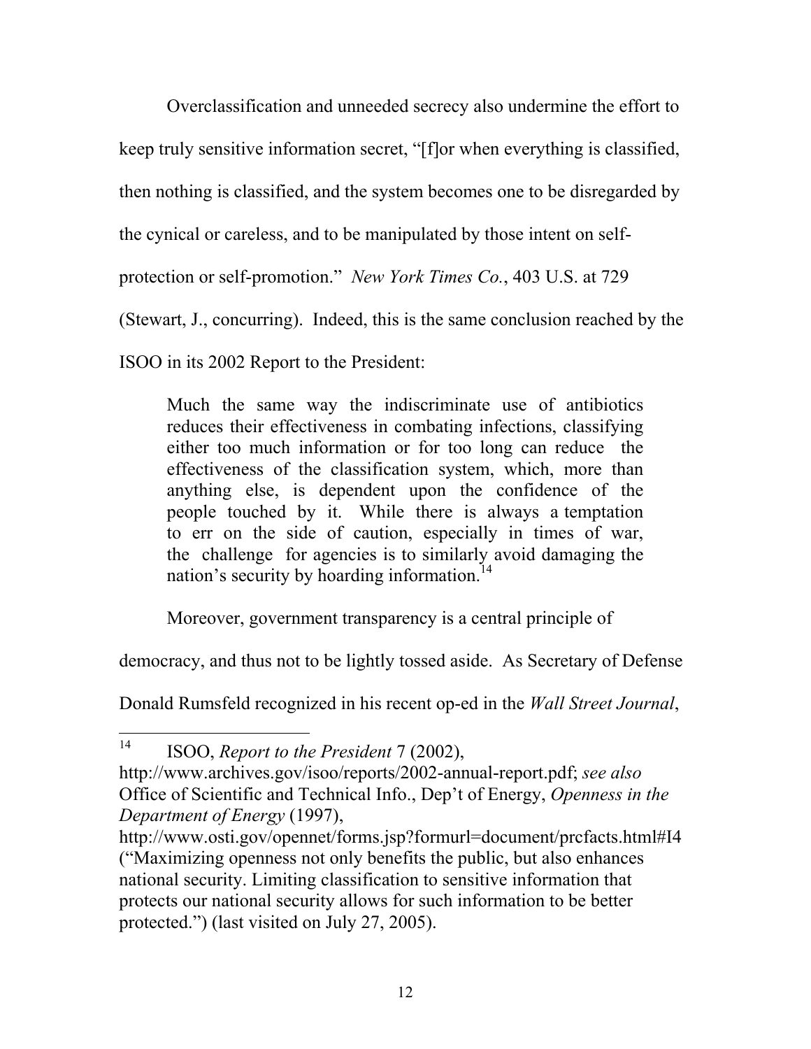Overclassification and unneeded secrecy also undermine the effort to keep truly sensitive information secret, "[f]or when everything is classified, then nothing is classified, and the system becomes one to be disregarded by the cynical or careless, and to be manipulated by those intent on self-protection or self-promotion." *New York Times Co.*, 403 U.S. at 729 (Stewart, J., concurring). Indeed, this is the same conclusion reached by the ISOO in its 2002 Report to the President:

> Much the same way the indiscriminate use of antibiotics reduces their effectiveness in combating infections, classifying either too much information or for too long can reduce the effectiveness of the classification system, which, more than anything else, is dependent upon the confidence of the people touched by it. While there is always a temptation to err on the side of caution, especially in times of war, the challenge for agencies is to similarly avoid damaging the nation's security by hoarding information.[14]

Moreover, government transparency is a central principle of democracy, and thus not to be lightly tossed aside. As Secretary of Defense Donald Rumsfeld recognized in his recent op-ed in the *Wall Street Journal*,

---

[14] ISOO, *Report to the President* 7 (2002), http://www.archives.gov/isoo/reports/2002-annual-report.pdf; *see also* Office of Scientific and Technical Info., Dep't of Energy, *Openness in the Department of Energy* (1997), http://www.osti.gov/opennet/forms.jsp?formurl=document/prcfacts.html#I4 ("Maximizing openness not only benefits the public, but also enhances national security. Limiting classification to sensitive information that protects our national security allows for such information to be better protected.") (last visited on July 27, 2005).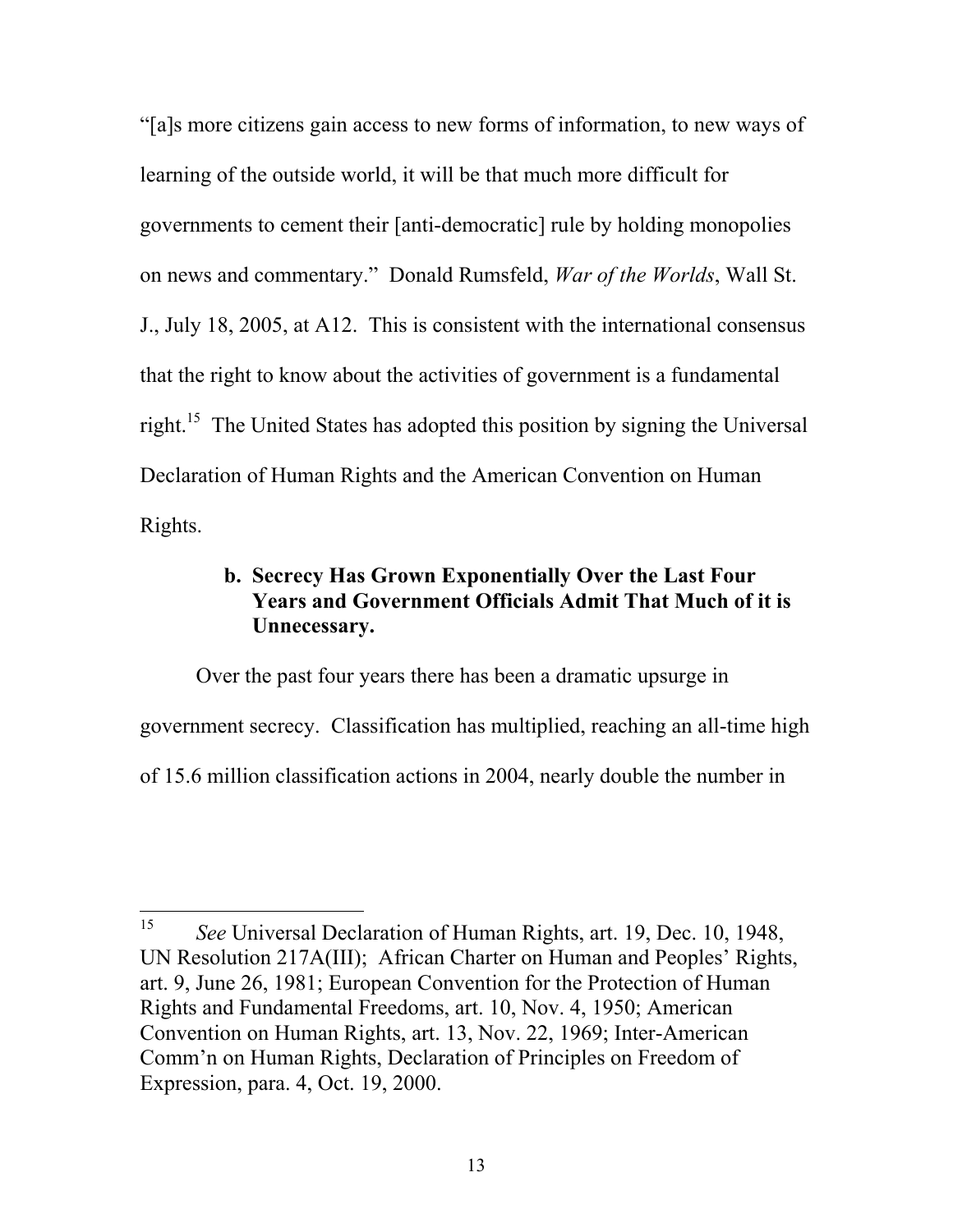"[a]s more citizens gain access to new forms of information, to new ways of learning of the outside world, it will be that much more difficult for governments to cement their [anti-democratic] rule by holding monopolies on news and commentary." Donald Rumsfeld, *War of the Worlds*, Wall St. J., July 18, 2005, at A12. This is consistent with the international consensus that the right to know about the activities of government is a fundamental right.[15] The United States has adopted this position by signing the Universal Declaration of Human Rights and the American Convention on Human Rights.

**b. Secrecy Has Grown Exponentially Over the Last Four Years and Government Officials Admit That Much of it is Unnecessary.**

Over the past four years there has been a dramatic upsurge in government secrecy. Classification has multiplied, reaching an all-time high of 15.6 million classification actions in 2004, nearly double the number in

---

[15] *See* Universal Declaration of Human Rights, art. 19, Dec. 10, 1948, UN Resolution 217A(III); African Charter on Human and Peoples' Rights, art. 9, June 26, 1981; European Convention for the Protection of Human Rights and Fundamental Freedoms, art. 10, Nov. 4, 1950; American Convention on Human Rights, art. 13, Nov. 22, 1969; Inter-American Comm'n on Human Rights, Declaration of Principles on Freedom of Expression, para. 4, Oct. 19, 2000.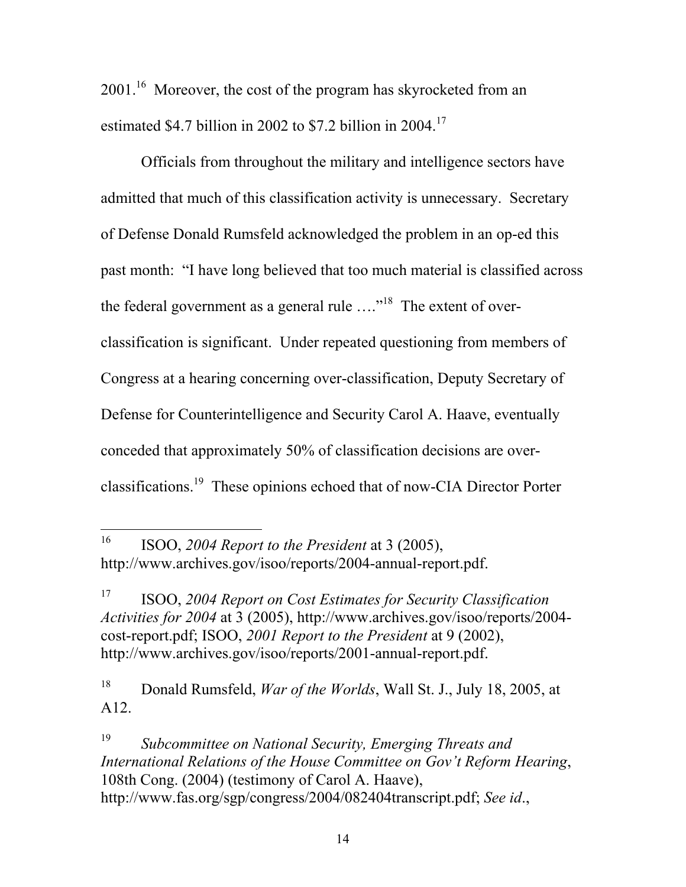2001.[16] Moreover, the cost of the program has skyrocketed from an estimated $4.7 billion in 2002 to $7.2 billion in 2004.[17]

Officials from throughout the military and intelligence sectors have admitted that much of this classification activity is unnecessary. Secretary of Defense Donald Rumsfeld acknowledged the problem in an op-ed this past month: "I have long believed that too much material is classified across the federal government as a general rule …."[18] The extent of over-classification is significant. Under repeated questioning from members of Congress at a hearing concerning over-classification, Deputy Secretary of Defense for Counterintelligence and Security Carol A. Haave, eventually conceded that approximately 50% of classification decisions are over-classifications.[19] These opinions echoed that of now-CIA Director Porter

---

[16] ISOO, *2004 Report to the President* at 3 (2005), http://www.archives.gov/isoo/reports/2004-annual-report.pdf.

[17] ISOO, *2004 Report on Cost Estimates for Security Classification Activities for 2004* at 3 (2005), http://www.archives.gov/isoo/reports/2004-cost-report.pdf; ISOO, *2001 Report to the President* at 9 (2002), http://www.archives.gov/isoo/reports/2001-annual-report.pdf.

[18] Donald Rumsfeld, *War of the Worlds*, Wall St. J., July 18, 2005, at A12.

[19] *Subcommittee on National Security, Emerging Threats and International Relations of the House Committee on Gov't Reform Hearing*, 108th Cong. (2004) (testimony of Carol A. Haave), http://www.fas.org/sgp/congress/2004/082404transcript.pdf; *See id*.,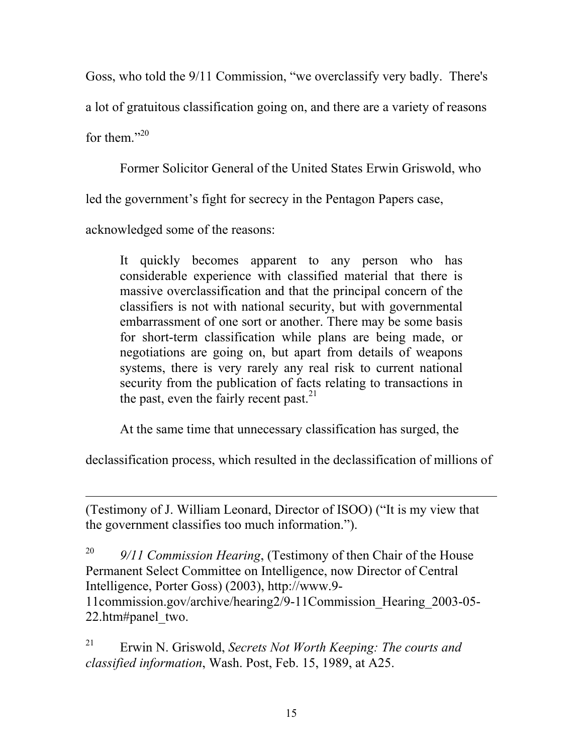Goss, who told the 9/11 Commission, "we overclassify very badly. There's a lot of gratuitous classification going on, and there are a variety of reasons for them."[20]

Former Solicitor General of the United States Erwin Griswold, who led the government's fight for secrecy in the Pentagon Papers case, acknowledged some of the reasons:

> It quickly becomes apparent to any person who has considerable experience with classified material that there is massive overclassification and that the principal concern of the classifiers is not with national security, but with governmental embarrassment of one sort or another. There may be some basis for short-term classification while plans are being made, or negotiations are going on, but apart from details of weapons systems, there is very rarely any real risk to current national security from the publication of facts relating to transactions in the past, even the fairly recent past.[21]

At the same time that unnecessary classification has surged, the declassification process, which resulted in the declassification of millions of

---

(Testimony of J. William Leonard, Director of ISOO) ("It is my view that the government classifies too much information.").

[20] *9/11 Commission Hearing*, (Testimony of then Chair of the House Permanent Select Committee on Intelligence, now Director of Central Intelligence, Porter Goss) (2003), http://www.9-11commission.gov/archive/hearing2/9-11Commission_Hearing_2003-05-22.htm#panel_two.

[21] Erwin N. Griswold, *Secrets Not Worth Keeping: The courts and classified information*, Wash. Post, Feb. 15, 1989, at A25.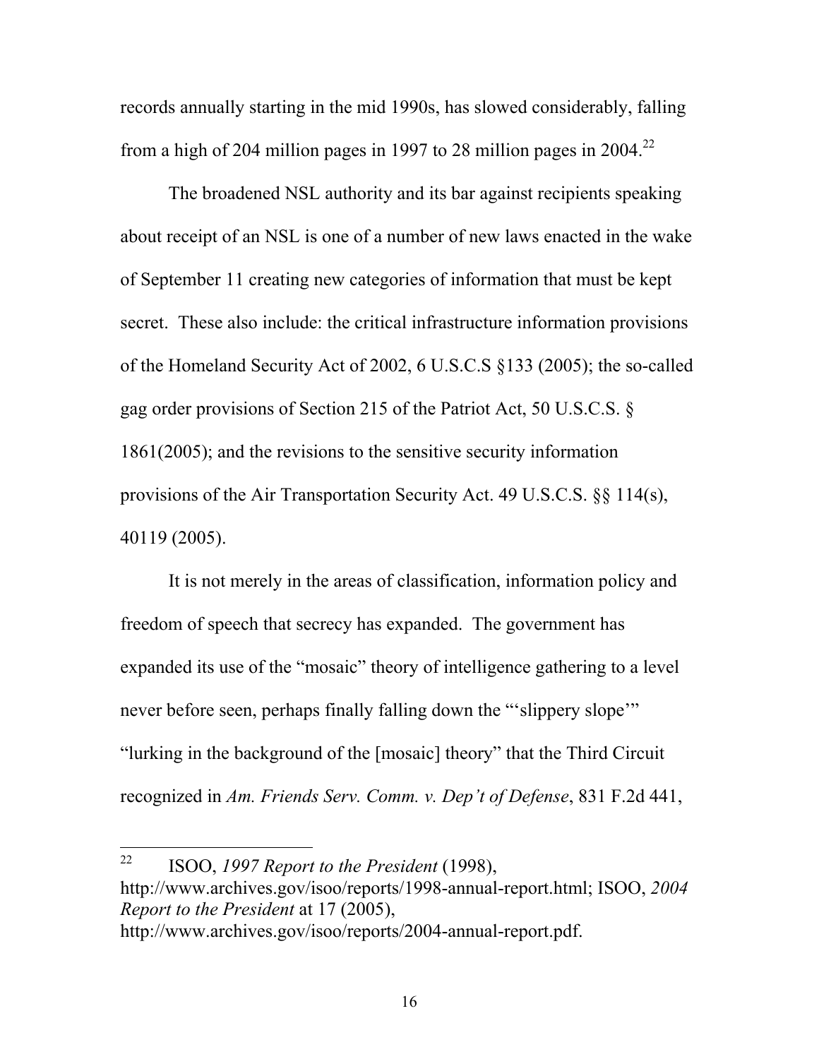records annually starting in the mid 1990s, has slowed considerably, falling from a high of 204 million pages in 1997 to 28 million pages in 2004.[22]

The broadened NSL authority and its bar against recipients speaking about receipt of an NSL is one of a number of new laws enacted in the wake of September 11 creating new categories of information that must be kept secret. These also include: the critical infrastructure information provisions of the Homeland Security Act of 2002, 6 U.S.C.S §133 (2005); the so-called gag order provisions of Section 215 of the Patriot Act, 50 U.S.C.S. § 1861(2005); and the revisions to the sensitive security information provisions of the Air Transportation Security Act. 49 U.S.C.S. §§ 114(s), 40119 (2005).

It is not merely in the areas of classification, information policy and freedom of speech that secrecy has expanded. The government has expanded its use of the "mosaic" theory of intelligence gathering to a level never before seen, perhaps finally falling down the "'slippery slope'" "lurking in the background of the [mosaic] theory" that the Third Circuit recognized in *Am. Friends Serv. Comm. v. Dep't of Defense*, 831 F.2d 441,

---

[22] ISOO, *1997 Report to the President* (1998), http://www.archives.gov/isoo/reports/1998-annual-report.html; ISOO, *2004 Report to the President* at 17 (2005), http://www.archives.gov/isoo/reports/2004-annual-report.pdf.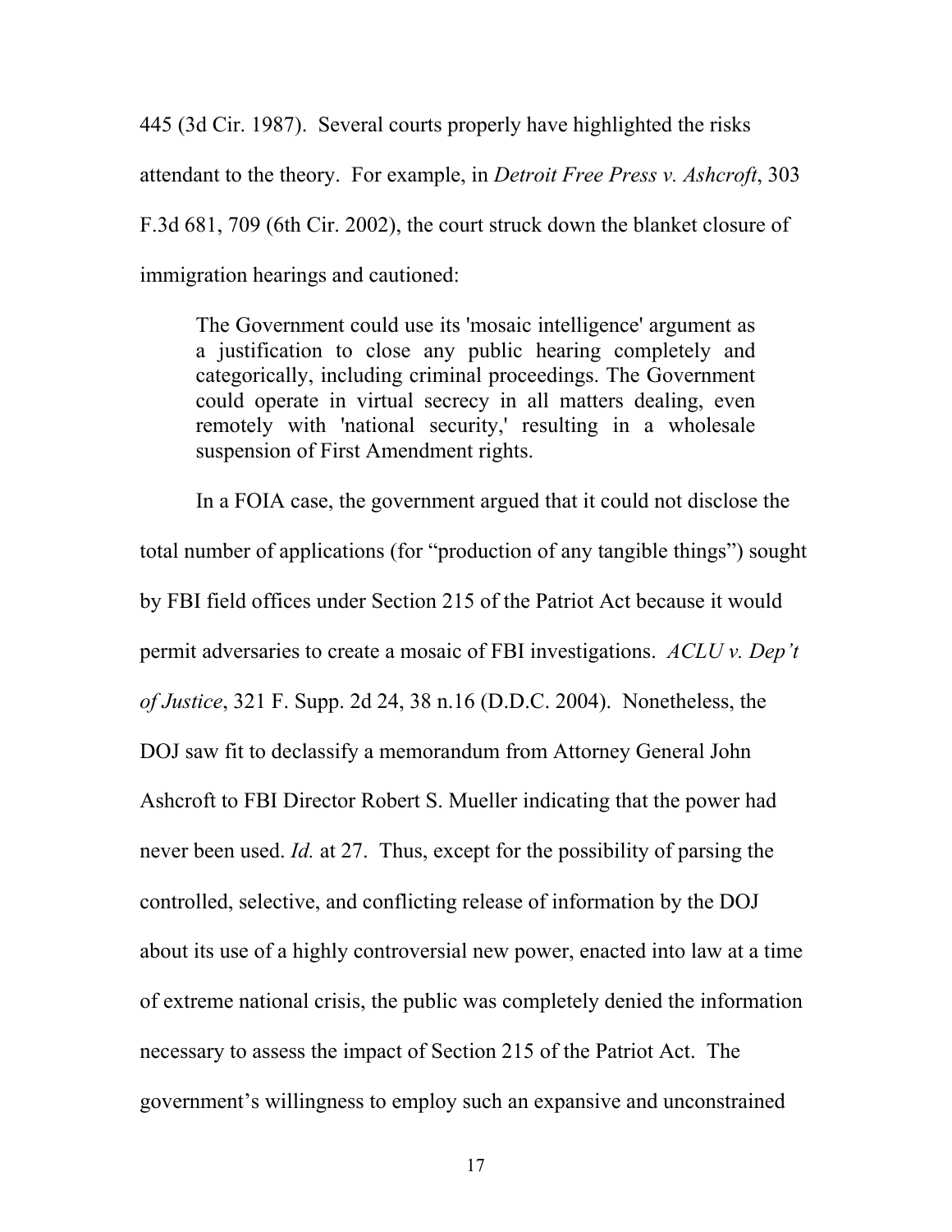445 (3d Cir. 1987). Several courts properly have highlighted the risks attendant to the theory. For example, in *Detroit Free Press v. Ashcroft*, 303 F.3d 681, 709 (6th Cir. 2002), the court struck down the blanket closure of immigration hearings and cautioned:

> The Government could use its 'mosaic intelligence' argument as a justification to close any public hearing completely and categorically, including criminal proceedings. The Government could operate in virtual secrecy in all matters dealing, even remotely with 'national security,' resulting in a wholesale suspension of First Amendment rights.

In a FOIA case, the government argued that it could not disclose the total number of applications (for "production of any tangible things") sought by FBI field offices under Section 215 of the Patriot Act because it would permit adversaries to create a mosaic of FBI investigations. *ACLU v. Dep't of Justice*, 321 F. Supp. 2d 24, 38 n.16 (D.D.C. 2004). Nonetheless, the DOJ saw fit to declassify a memorandum from Attorney General John Ashcroft to FBI Director Robert S. Mueller indicating that the power had never been used. *Id.* at 27. Thus, except for the possibility of parsing the controlled, selective, and conflicting release of information by the DOJ about its use of a highly controversial new power, enacted into law at a time of extreme national crisis, the public was completely denied the information necessary to assess the impact of Section 215 of the Patriot Act. The government's willingness to employ such an expansive and unconstrained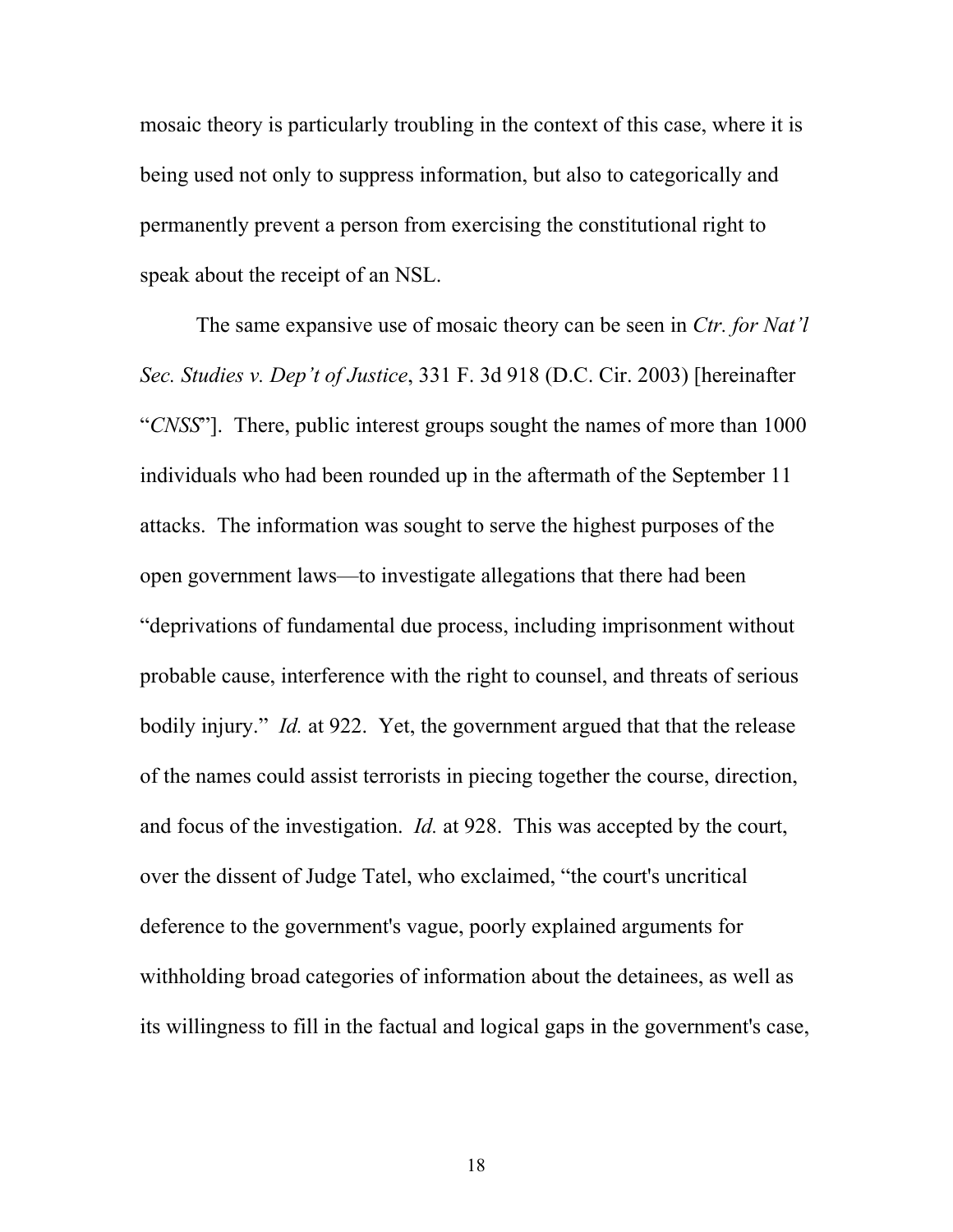mosaic theory is particularly troubling in the context of this case, where it is being used not only to suppress information, but also to categorically and permanently prevent a person from exercising the constitutional right to speak about the receipt of an NSL.

The same expansive use of mosaic theory can be seen in *Ctr. for Nat'l Sec. Studies v. Dep't of Justice*, 331 F. 3d 918 (D.C. Cir. 2003) [hereinafter "*CNSS*"]. There, public interest groups sought the names of more than 1000 individuals who had been rounded up in the aftermath of the September 11 attacks. The information was sought to serve the highest purposes of the open government laws—to investigate allegations that there had been "deprivations of fundamental due process, including imprisonment without probable cause, interference with the right to counsel, and threats of serious bodily injury." *Id.* at 922. Yet, the government argued that that the release of the names could assist terrorists in piecing together the course, direction, and focus of the investigation. *Id.* at 928. This was accepted by the court, over the dissent of Judge Tatel, who exclaimed, "the court's uncritical deference to the government's vague, poorly explained arguments for withholding broad categories of information about the detainees, as well as its willingness to fill in the factual and logical gaps in the government's case,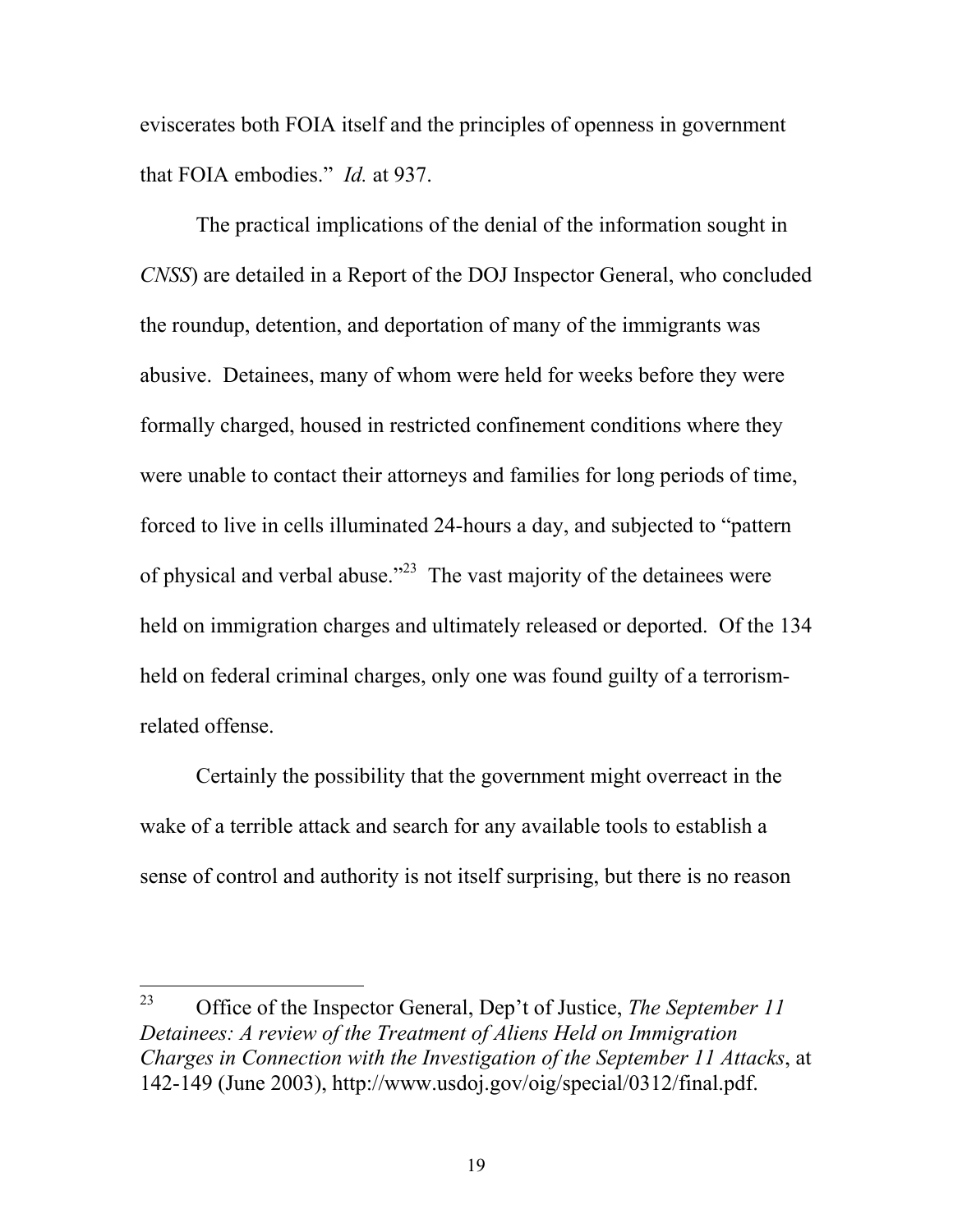eviscerates both FOIA itself and the principles of openness in government that FOIA embodies." *Id.* at 937.

The practical implications of the denial of the information sought in *CNSS*) are detailed in a Report of the DOJ Inspector General, who concluded the roundup, detention, and deportation of many of the immigrants was abusive. Detainees, many of whom were held for weeks before they were formally charged, housed in restricted confinement conditions where they were unable to contact their attorneys and families for long periods of time, forced to live in cells illuminated 24-hours a day, and subjected to "pattern of physical and verbal abuse."[23] The vast majority of the detainees were held on immigration charges and ultimately released or deported. Of the 134 held on federal criminal charges, only one was found guilty of a terrorism-related offense.

Certainly the possibility that the government might overreact in the wake of a terrible attack and search for any available tools to establish a sense of control and authority is not itself surprising, but there is no reason

---

[23] Office of the Inspector General, Dep't of Justice, *The September 11 Detainees: A review of the Treatment of Aliens Held on Immigration Charges in Connection with the Investigation of the September 11 Attacks*, at 142-149 (June 2003), http://www.usdoj.gov/oig/special/0312/final.pdf.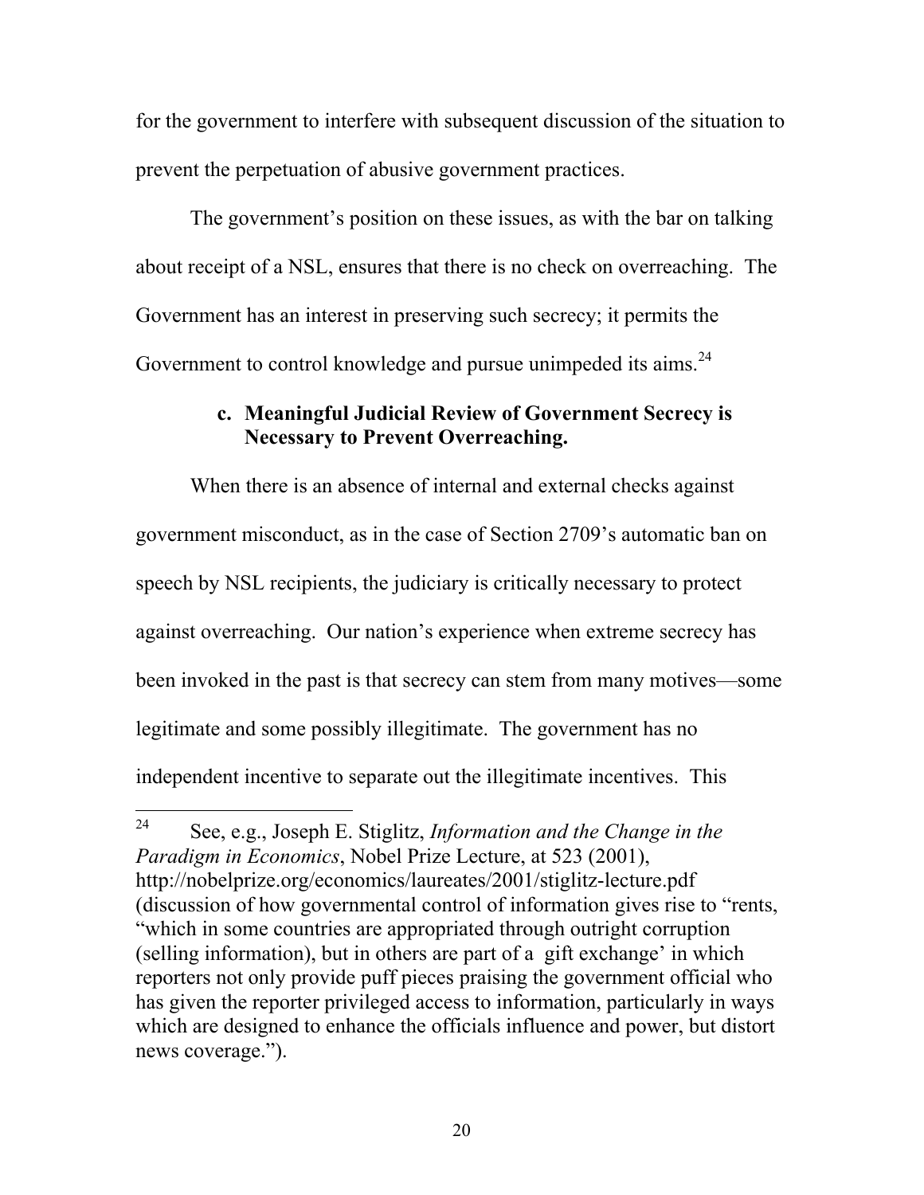for the government to interfere with subsequent discussion of the situation to prevent the perpetuation of abusive government practices.

The government's position on these issues, as with the bar on talking about receipt of a NSL, ensures that there is no check on overreaching. The Government has an interest in preserving such secrecy; it permits the Government to control knowledge and pursue unimpeded its aims.[24]

### c. Meaningful Judicial Review of Government Secrecy is Necessary to Prevent Overreaching.

When there is an absence of internal and external checks against government misconduct, as in the case of Section 2709's automatic ban on speech by NSL recipients, the judiciary is critically necessary to protect against overreaching. Our nation's experience when extreme secrecy has been invoked in the past is that secrecy can stem from many motives—some legitimate and some possibly illegitimate. The government has no independent incentive to separate out the illegitimate incentives. This

---

[24] See, e.g., Joseph E. Stiglitz, *Information and the Change in the Paradigm in Economics*, Nobel Prize Lecture, at 523 (2001), http://nobelprize.org/economics/laureates/2001/stiglitz-lecture.pdf (discussion of how governmental control of information gives rise to "rents, "which in some countries are appropriated through outright corruption (selling information), but in others are part of a gift exchange' in which reporters not only provide puff pieces praising the government official who has given the reporter privileged access to information, particularly in ways which are designed to enhance the officials influence and power, but distort news coverage.").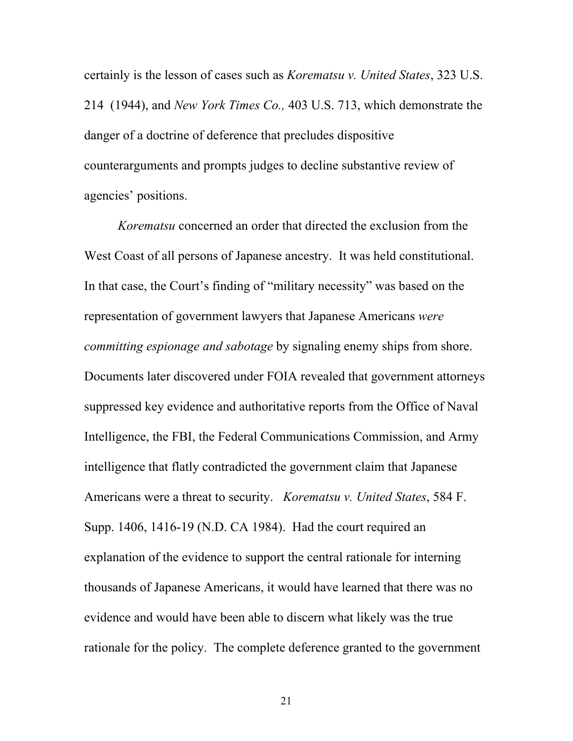certainly is the lesson of cases such as *Korematsu v. United States*, 323 U.S. 214 (1944), and *New York Times Co.,* 403 U.S. 713, which demonstrate the danger of a doctrine of deference that precludes dispositive counterarguments and prompts judges to decline substantive review of agencies' positions.

*Korematsu* concerned an order that directed the exclusion from the West Coast of all persons of Japanese ancestry. It was held constitutional. In that case, the Court's finding of "military necessity" was based on the representation of government lawyers that Japanese Americans *were committing espionage and sabotage* by signaling enemy ships from shore. Documents later discovered under FOIA revealed that government attorneys suppressed key evidence and authoritative reports from the Office of Naval Intelligence, the FBI, the Federal Communications Commission, and Army intelligence that flatly contradicted the government claim that Japanese Americans were a threat to security. *Korematsu v. United States*, 584 F. Supp. 1406, 1416-19 (N.D. CA 1984). Had the court required an explanation of the evidence to support the central rationale for interning thousands of Japanese Americans, it would have learned that there was no evidence and would have been able to discern what likely was the true rationale for the policy. The complete deference granted to the government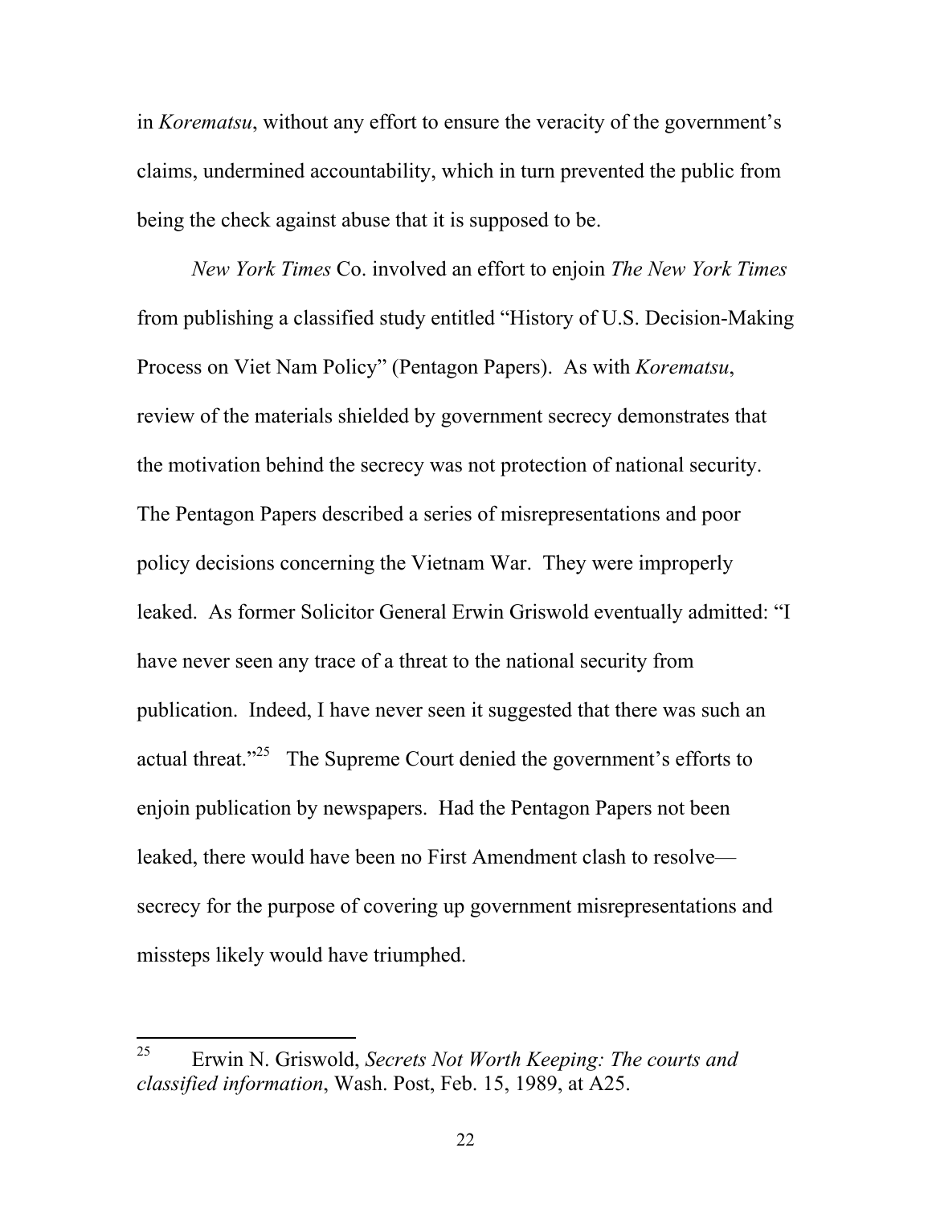in *Korematsu*, without any effort to ensure the veracity of the government's claims, undermined accountability, which in turn prevented the public from being the check against abuse that it is supposed to be.

*New York Times* Co. involved an effort to enjoin *The New York Times* from publishing a classified study entitled "History of U.S. Decision-Making Process on Viet Nam Policy" (Pentagon Papers). As with *Korematsu*, review of the materials shielded by government secrecy demonstrates that the motivation behind the secrecy was not protection of national security. The Pentagon Papers described a series of misrepresentations and poor policy decisions concerning the Vietnam War. They were improperly leaked. As former Solicitor General Erwin Griswold eventually admitted: "I have never seen any trace of a threat to the national security from publication. Indeed, I have never seen it suggested that there was such an actual threat."[25] The Supreme Court denied the government's efforts to enjoin publication by newspapers. Had the Pentagon Papers not been leaked, there would have been no First Amendment clash to resolve—secrecy for the purpose of covering up government misrepresentations and missteps likely would have triumphed.

---

[25] Erwin N. Griswold, *Secrets Not Worth Keeping: The courts and classified information*, Wash. Post, Feb. 15, 1989, at A25.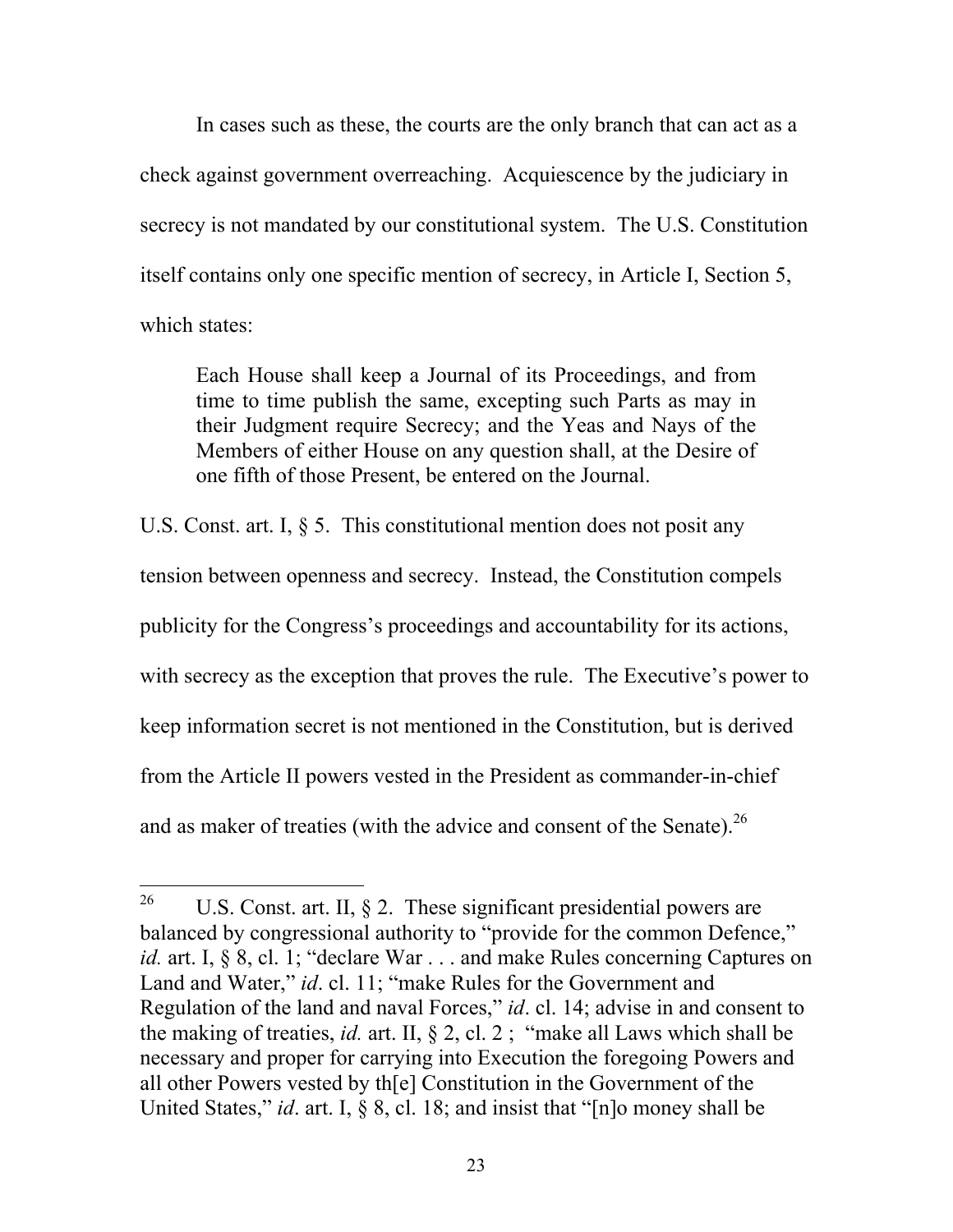In cases such as these, the courts are the only branch that can act as a check against government overreaching. Acquiescence by the judiciary in secrecy is not mandated by our constitutional system. The U.S. Constitution itself contains only one specific mention of secrecy, in Article I, Section 5, which states:

> Each House shall keep a Journal of its Proceedings, and from time to time publish the same, excepting such Parts as may in their Judgment require Secrecy; and the Yeas and Nays of the Members of either House on any question shall, at the Desire of one fifth of those Present, be entered on the Journal.

U.S. Const. art. I, § 5. This constitutional mention does not posit any tension between openness and secrecy. Instead, the Constitution compels publicity for the Congress's proceedings and accountability for its actions, with secrecy as the exception that proves the rule. The Executive's power to keep information secret is not mentioned in the Constitution, but is derived from the Article II powers vested in the President as commander-in-chief and as maker of treaties (with the advice and consent of the Senate).[26]

---

[26] U.S. Const. art. II, § 2. These significant presidential powers are balanced by congressional authority to "provide for the common Defence," *id.* art. I, § 8, cl. 1; "declare War . . . and make Rules concerning Captures on Land and Water," *id*. cl. 11; "make Rules for the Government and Regulation of the land and naval Forces," *id*. cl. 14; advise in and consent to the making of treaties, *id.* art. II, § 2, cl. 2 ; "make all Laws which shall be necessary and proper for carrying into Execution the foregoing Powers and all other Powers vested by th[e] Constitution in the Government of the United States," *id*. art. I, § 8, cl. 18; and insist that "[n]o money shall be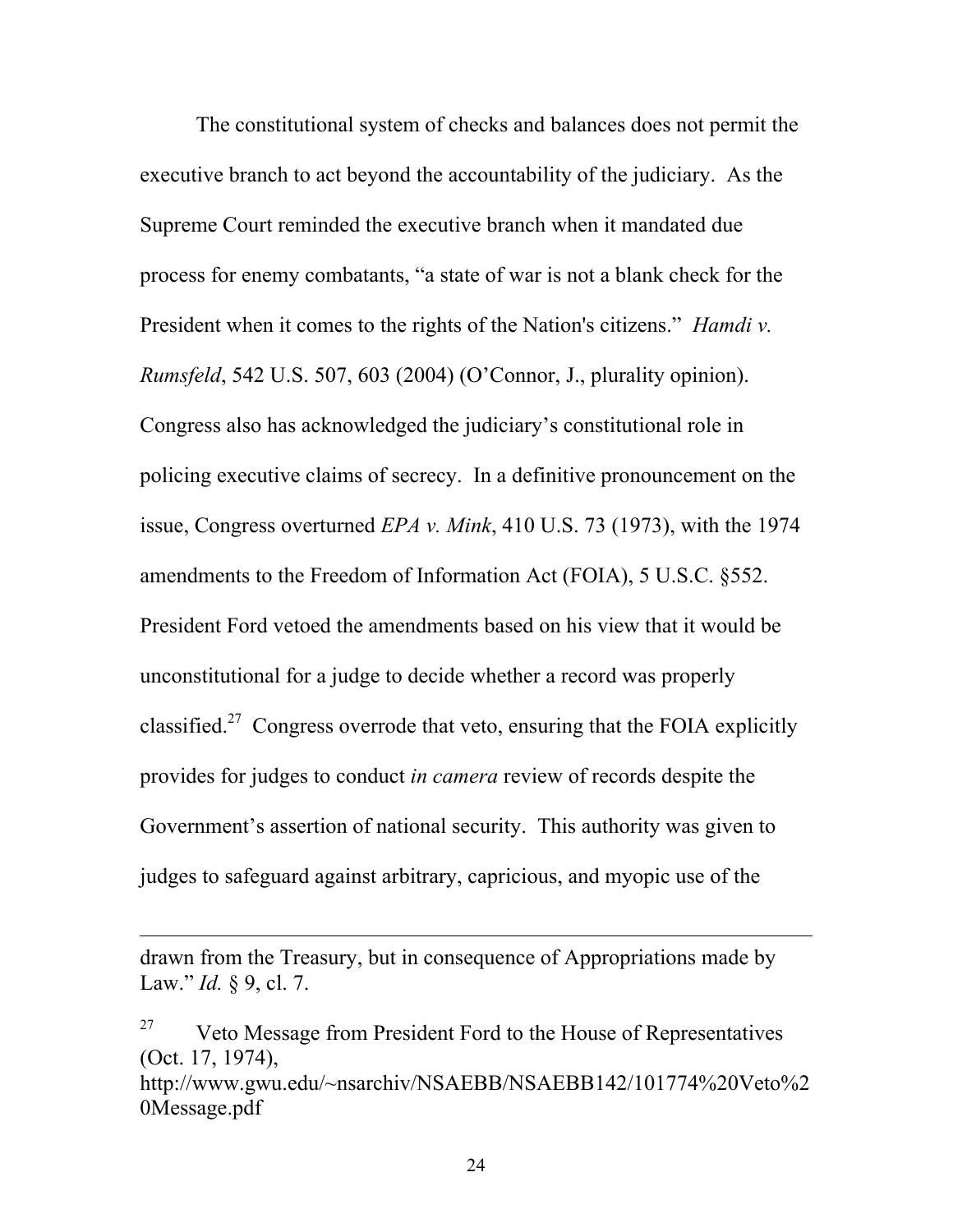The constitutional system of checks and balances does not permit the executive branch to act beyond the accountability of the judiciary. As the Supreme Court reminded the executive branch when it mandated due process for enemy combatants, "a state of war is not a blank check for the President when it comes to the rights of the Nation's citizens." *Hamdi v. Rumsfeld*, 542 U.S. 507, 603 (2004) (O'Connor, J., plurality opinion). Congress also has acknowledged the judiciary's constitutional role in policing executive claims of secrecy. In a definitive pronouncement on the issue, Congress overturned *EPA v. Mink*, 410 U.S. 73 (1973), with the 1974 amendments to the Freedom of Information Act (FOIA), 5 U.S.C. §552. President Ford vetoed the amendments based on his view that it would be unconstitutional for a judge to decide whether a record was properly classified.[27] Congress overrode that veto, ensuring that the FOIA explicitly provides for judges to conduct *in camera* review of records despite the Government's assertion of national security. This authority was given to judges to safeguard against arbitrary, capricious, and myopic use of the

---

drawn from the Treasury, but in consequence of Appropriations made by Law." *Id.* § 9, cl. 7.

[27] Veto Message from President Ford to the House of Representatives (Oct. 17, 1974), http://www.gwu.edu/~nsarchiv/NSAEBB/NSAEBB142/101774%20Veto%20Message.pdf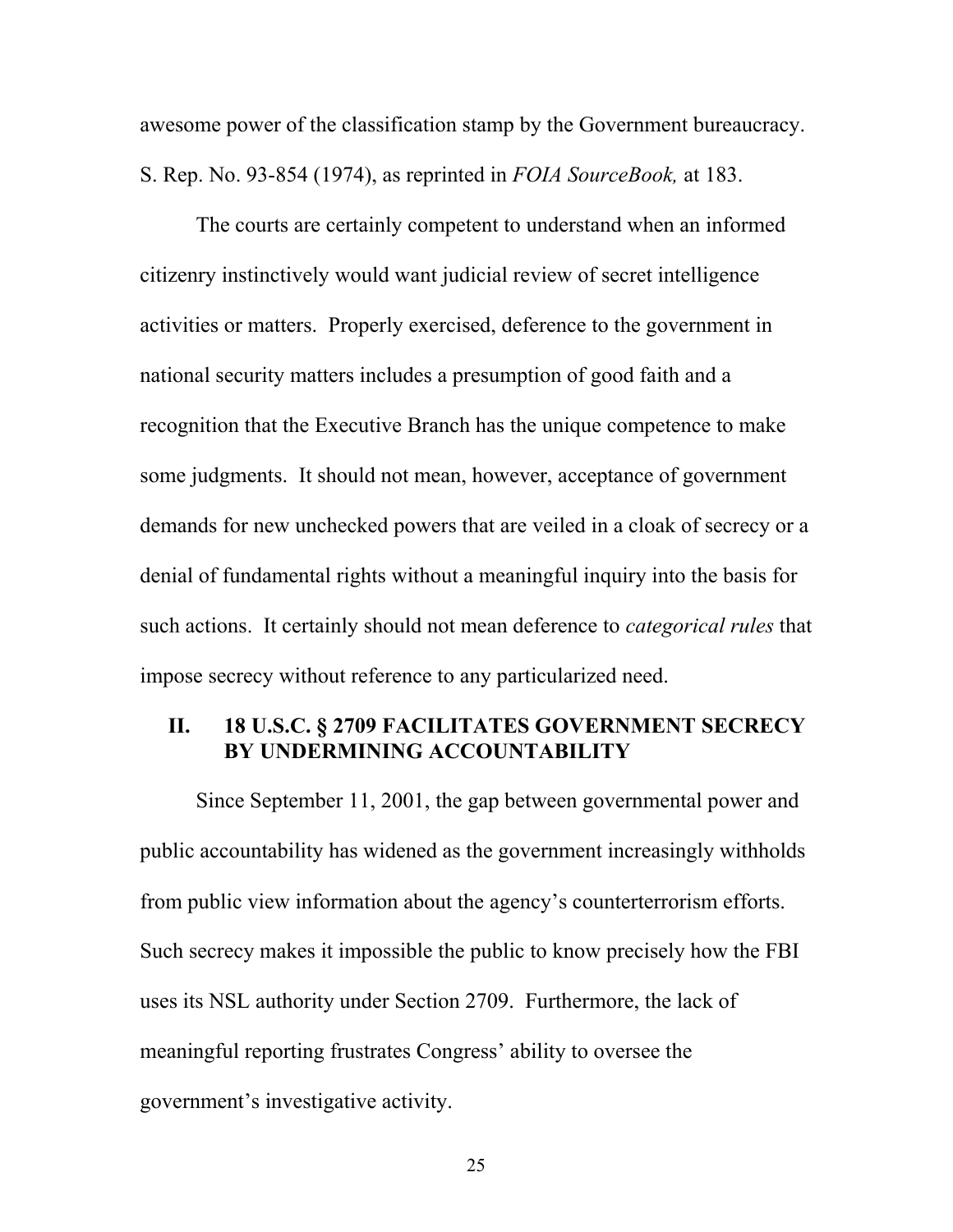awesome power of the classification stamp by the Government bureaucracy. S. Rep. No. 93-854 (1974), as reprinted in *FOIA SourceBook,* at 183.

The courts are certainly competent to understand when an informed citizenry instinctively would want judicial review of secret intelligence activities or matters. Properly exercised, deference to the government in national security matters includes a presumption of good faith and a recognition that the Executive Branch has the unique competence to make some judgments. It should not mean, however, acceptance of government demands for new unchecked powers that are veiled in a cloak of secrecy or a denial of fundamental rights without a meaningful inquiry into the basis for such actions. It certainly should not mean deference to *categorical rules* that impose secrecy without reference to any particularized need.

## II. 18 U.S.C. § 2709 FACILITATES GOVERNMENT SECRECY BY UNDERMINING ACCOUNTABILITY

Since September 11, 2001, the gap between governmental power and public accountability has widened as the government increasingly withholds from public view information about the agency's counterterrorism efforts. Such secrecy makes it impossible the public to know precisely how the FBI uses its NSL authority under Section 2709. Furthermore, the lack of meaningful reporting frustrates Congress' ability to oversee the government's investigative activity.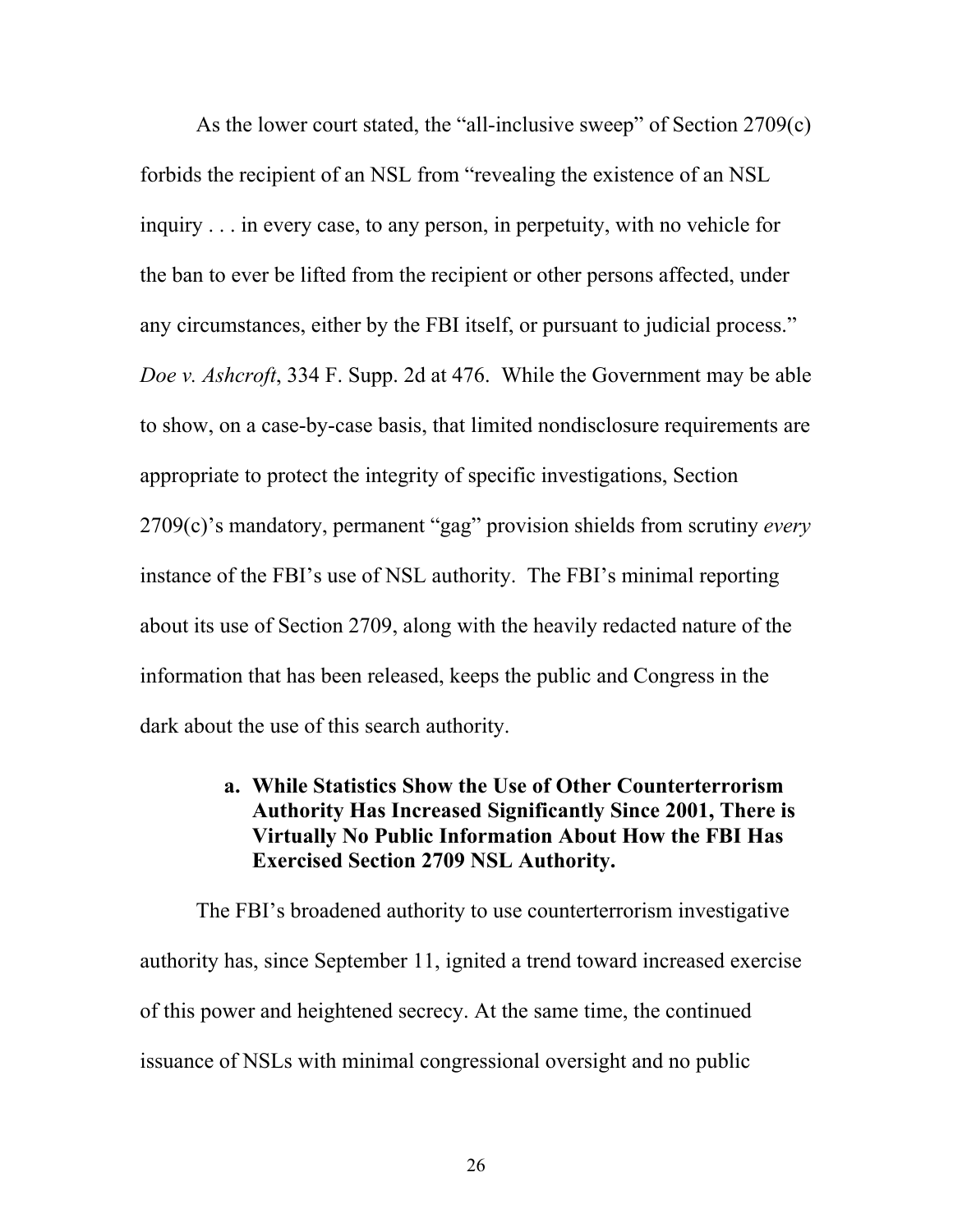As the lower court stated, the "all-inclusive sweep" of Section 2709(c) forbids the recipient of an NSL from "revealing the existence of an NSL inquiry . . . in every case, to any person, in perpetuity, with no vehicle for the ban to ever be lifted from the recipient or other persons affected, under any circumstances, either by the FBI itself, or pursuant to judicial process." *Doe v. Ashcroft*, 334 F. Supp. 2d at 476. While the Government may be able to show, on a case-by-case basis, that limited nondisclosure requirements are appropriate to protect the integrity of specific investigations, Section 2709(c)'s mandatory, permanent "gag" provision shields from scrutiny *every* instance of the FBI's use of NSL authority. The FBI's minimal reporting about its use of Section 2709, along with the heavily redacted nature of the information that has been released, keeps the public and Congress in the dark about the use of this search authority.

**a. While Statistics Show the Use of Other Counterterrorism Authority Has Increased Significantly Since 2001, There is Virtually No Public Information About How the FBI Has Exercised Section 2709 NSL Authority.**

The FBI's broadened authority to use counterterrorism investigative authority has, since September 11, ignited a trend toward increased exercise of this power and heightened secrecy. At the same time, the continued issuance of NSLs with minimal congressional oversight and no public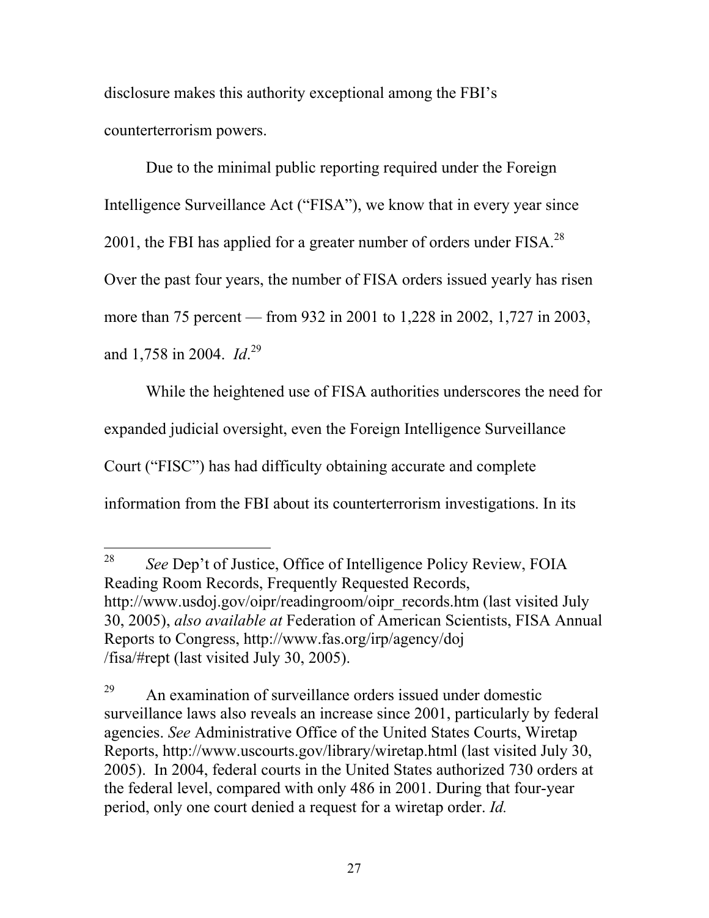disclosure makes this authority exceptional among the FBI's counterterrorism powers.

Due to the minimal public reporting required under the Foreign Intelligence Surveillance Act ("FISA"), we know that in every year since 2001, the FBI has applied for a greater number of orders under FISA.[28] Over the past four years, the number of FISA orders issued yearly has risen more than 75 percent — from 932 in 2001 to 1,228 in 2002, 1,727 in 2003, and 1,758 in 2004. *Id*.[29]

While the heightened use of FISA authorities underscores the need for expanded judicial oversight, even the Foreign Intelligence Surveillance Court ("FISC") has had difficulty obtaining accurate and complete information from the FBI about its counterterrorism investigations. In its

---

[28] *See* Dep't of Justice, Office of Intelligence Policy Review, FOIA Reading Room Records, Frequently Requested Records, http://www.usdoj.gov/oipr/readingroom/oipr_records.htm (last visited July 30, 2005), *also available at* Federation of American Scientists, FISA Annual Reports to Congress, http://www.fas.org/irp/agency/doj/fisa/#rept (last visited July 30, 2005).

[29] An examination of surveillance orders issued under domestic surveillance laws also reveals an increase since 2001, particularly by federal agencies. *See* Administrative Office of the United States Courts, Wiretap Reports, http://www.uscourts.gov/library/wiretap.html (last visited July 30, 2005). In 2004, federal courts in the United States authorized 730 orders at the federal level, compared with only 486 in 2001. During that four-year period, only one court denied a request for a wiretap order. *Id.*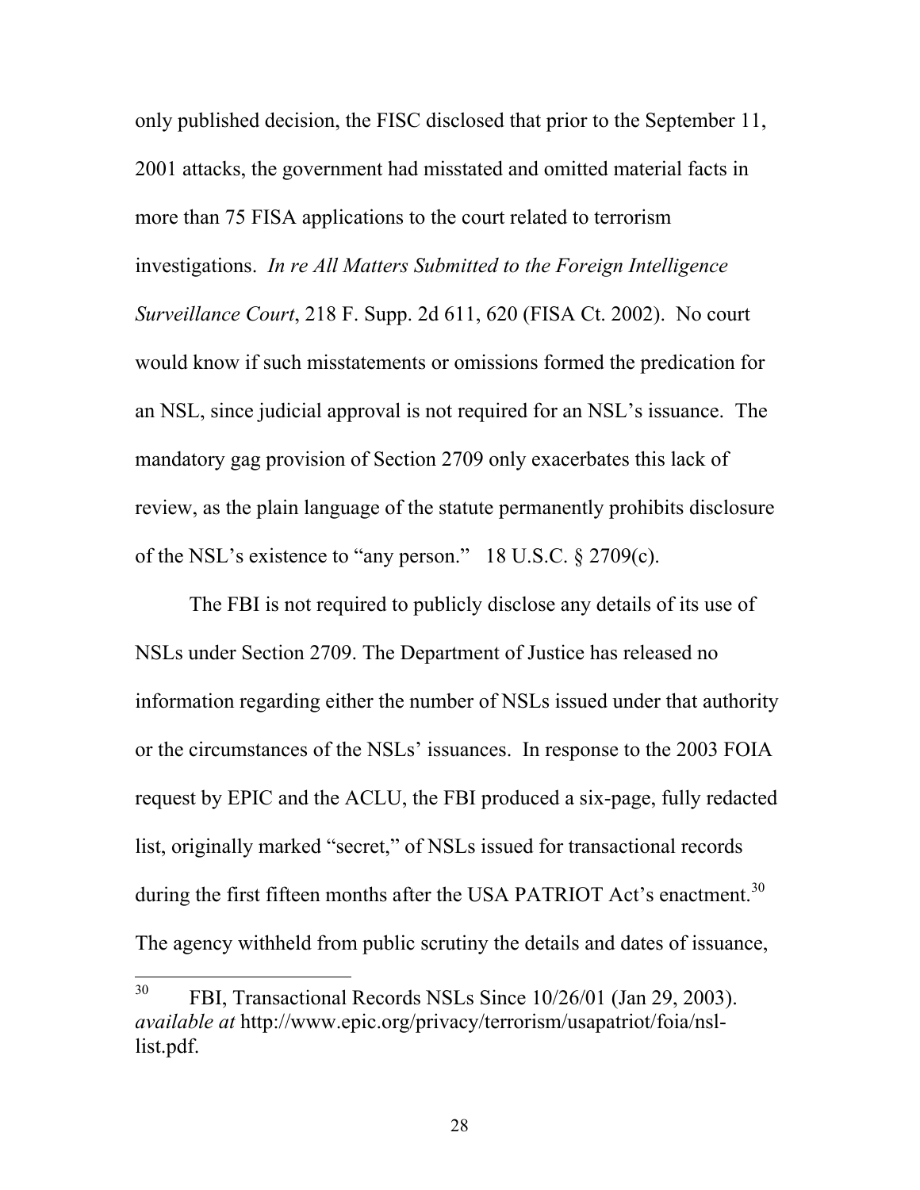only published decision, the FISC disclosed that prior to the September 11, 2001 attacks, the government had misstated and omitted material facts in more than 75 FISA applications to the court related to terrorism investigations. *In re All Matters Submitted to the Foreign Intelligence Surveillance Court*, 218 F. Supp. 2d 611, 620 (FISA Ct. 2002). No court would know if such misstatements or omissions formed the predication for an NSL, since judicial approval is not required for an NSL's issuance. The mandatory gag provision of Section 2709 only exacerbates this lack of review, as the plain language of the statute permanently prohibits disclosure of the NSL's existence to "any person." 18 U.S.C. § 2709(c).

The FBI is not required to publicly disclose any details of its use of NSLs under Section 2709. The Department of Justice has released no information regarding either the number of NSLs issued under that authority or the circumstances of the NSLs' issuances. In response to the 2003 FOIA request by EPIC and the ACLU, the FBI produced a six-page, fully redacted list, originally marked "secret," of NSLs issued for transactional records during the first fifteen months after the USA PATRIOT Act's enactment.[30] The agency withheld from public scrutiny the details and dates of issuance,

---

[30] FBI, Transactional Records NSLs Since 10/26/01 (Jan 29, 2003). *available at* http://www.epic.org/privacy/terrorism/usapatriot/foia/nsl-list.pdf.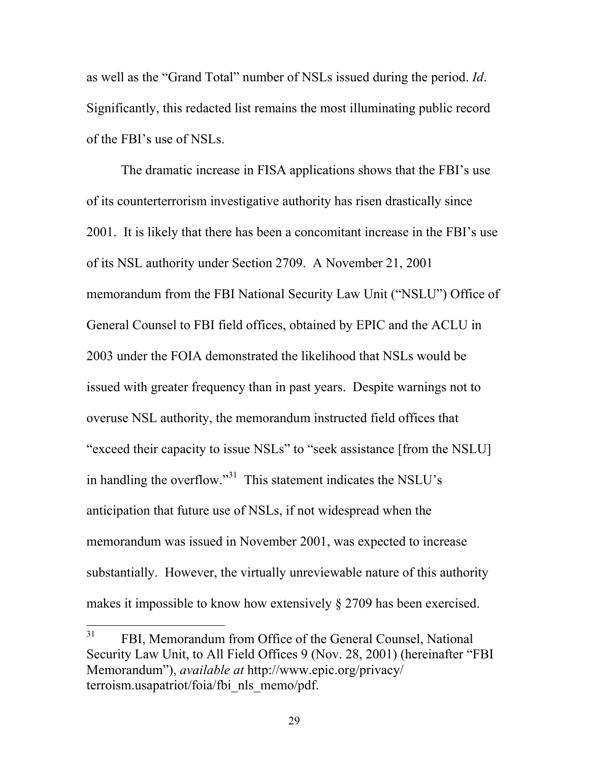as well as the "Grand Total" number of NSLs issued during the period. *Id*. Significantly, this redacted list remains the most illuminating public record of the FBI's use of NSLs.

The dramatic increase in FISA applications shows that the FBI's use of its counterterrorism investigative authority has risen drastically since 2001. It is likely that there has been a concomitant increase in the FBI's use of its NSL authority under Section 2709. A November 21, 2001 memorandum from the FBI National Security Law Unit ("NSLU") Office of General Counsel to FBI field offices, obtained by EPIC and the ACLU in 2003 under the FOIA demonstrated the likelihood that NSLs would be issued with greater frequency than in past years. Despite warnings not to overuse NSL authority, the memorandum instructed field offices that "exceed their capacity to issue NSLs" to "seek assistance [from the NSLU] in handling the overflow."[31] This statement indicates the NSLU's anticipation that future use of NSLs, if not widespread when the memorandum was issued in November 2001, was expected to increase substantially. However, the virtually unreviewable nature of this authority makes it impossible to know how extensively § 2709 has been exercised.

---

[31] FBI, Memorandum from Office of the General Counsel, National Security Law Unit, to All Field Offices 9 (Nov. 28, 2001) (hereinafter "FBI Memorandum"), *available at* http://www.epic.org/privacy/terroism.usapatriot/foia/fbi_nls_memo/pdf.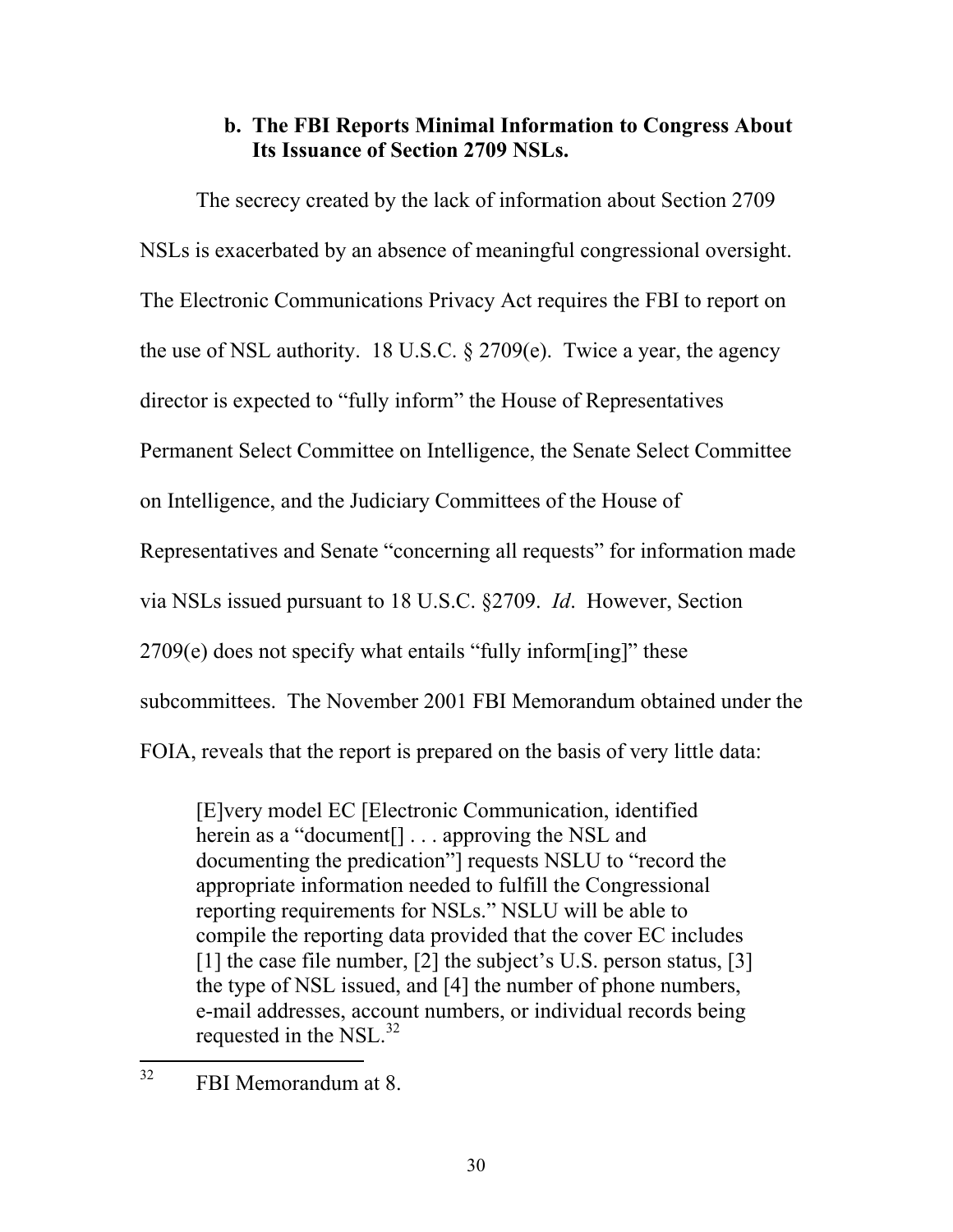### b. The FBI Reports Minimal Information to Congress About Its Issuance of Section 2709 NSLs.

The secrecy created by the lack of information about Section 2709 NSLs is exacerbated by an absence of meaningful congressional oversight. The Electronic Communications Privacy Act requires the FBI to report on the use of NSL authority. 18 U.S.C. § 2709(e). Twice a year, the agency director is expected to "fully inform" the House of Representatives Permanent Select Committee on Intelligence, the Senate Select Committee on Intelligence, and the Judiciary Committees of the House of Representatives and Senate "concerning all requests" for information made via NSLs issued pursuant to 18 U.S.C. §2709. *Id*. However, Section 2709(e) does not specify what entails "fully inform[ing]" these subcommittees. The November 2001 FBI Memorandum obtained under the FOIA, reveals that the report is prepared on the basis of very little data:

> [E]very model EC [Electronic Communication, identified herein as a "document[] . . . approving the NSL and documenting the predication"] requests NSLU to "record the appropriate information needed to fulfill the Congressional reporting requirements for NSLs." NSLU will be able to compile the reporting data provided that the cover EC includes [1] the case file number, [2] the subject's U.S. person status, [3] the type of NSL issued, and [4] the number of phone numbers, e-mail addresses, account numbers, or individual records being requested in the NSL.[32]

[32] FBI Memorandum at 8.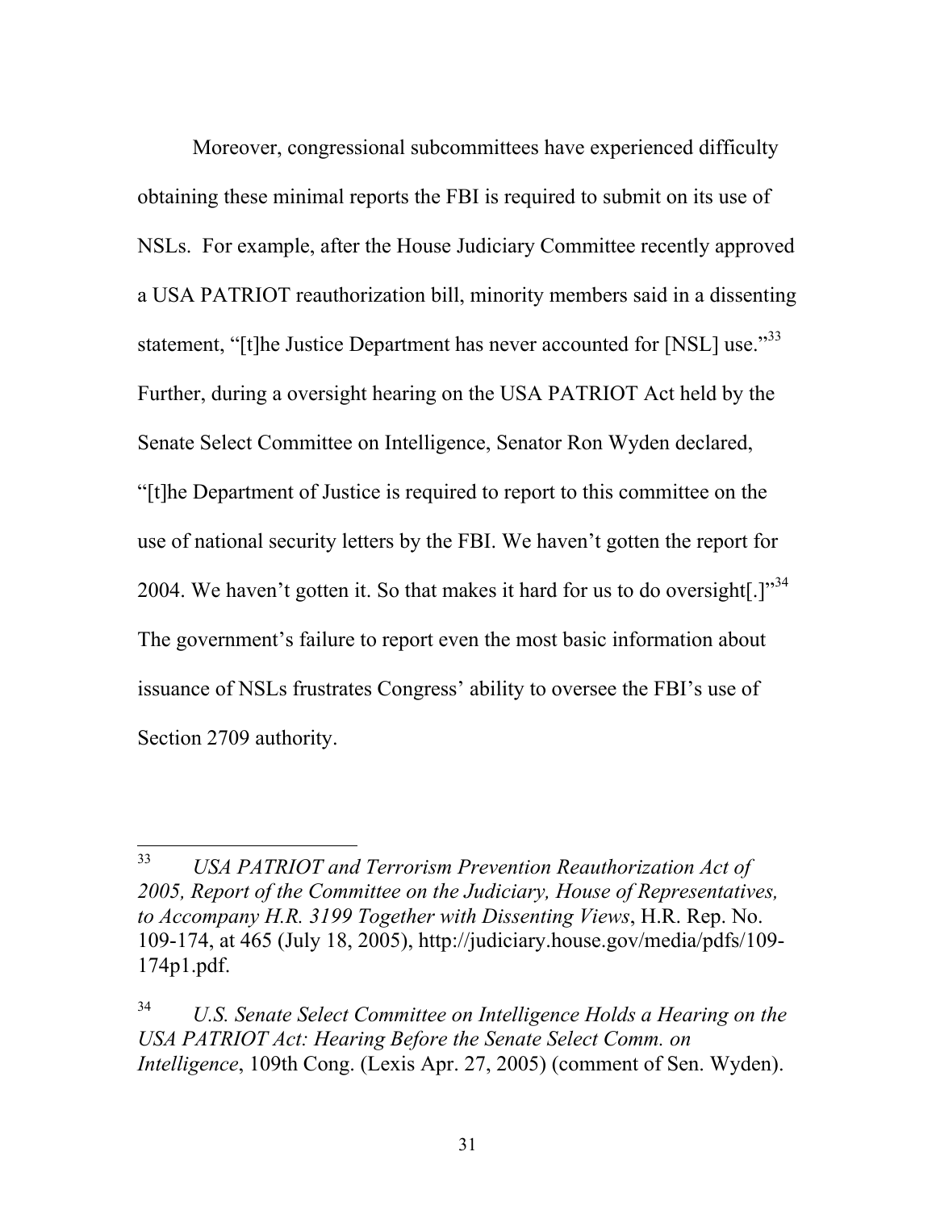Moreover, congressional subcommittees have experienced difficulty obtaining these minimal reports the FBI is required to submit on its use of NSLs. For example, after the House Judiciary Committee recently approved a USA PATRIOT reauthorization bill, minority members said in a dissenting statement, "[t]he Justice Department has never accounted for [NSL] use."[33] Further, during a oversight hearing on the USA PATRIOT Act held by the Senate Select Committee on Intelligence, Senator Ron Wyden declared, "[t]he Department of Justice is required to report to this committee on the use of national security letters by the FBI. We haven't gotten the report for 2004. We haven't gotten it. So that makes it hard for us to do oversight[.]"[34] The government's failure to report even the most basic information about issuance of NSLs frustrates Congress' ability to oversee the FBI's use of Section 2709 authority.

---

[33] *USA PATRIOT and Terrorism Prevention Reauthorization Act of 2005, Report of the Committee on the Judiciary, House of Representatives, to Accompany H.R. 3199 Together with Dissenting Views*, H.R. Rep. No. 109-174, at 465 (July 18, 2005), http://judiciary.house.gov/media/pdfs/109-174p1.pdf.

[34] *U.S. Senate Select Committee on Intelligence Holds a Hearing on the USA PATRIOT Act: Hearing Before the Senate Select Comm. on Intelligence*, 109th Cong. (Lexis Apr. 27, 2005) (comment of Sen. Wyden).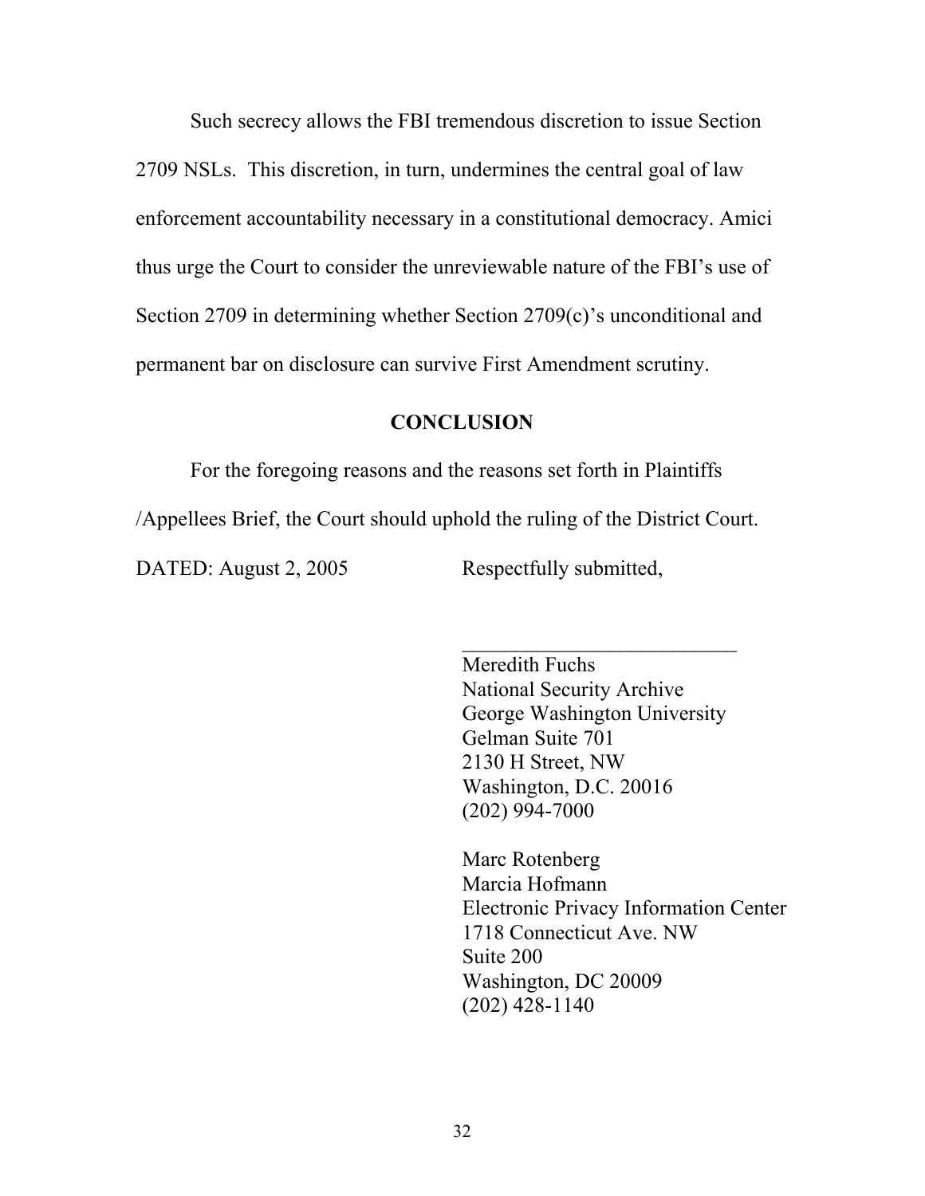Such secrecy allows the FBI tremendous discretion to issue Section 2709 NSLs. This discretion, in turn, undermines the central goal of law enforcement accountability necessary in a constitutional democracy. Amici thus urge the Court to consider the unreviewable nature of the FBI's use of Section 2709 in determining whether Section 2709(c)'s unconditional and permanent bar on disclosure can survive First Amendment scrutiny.

## CONCLUSION

For the foregoing reasons and the reasons set forth in Plaintiffs /Appellees Brief, the Court should uphold the ruling of the District Court.

DATED: August 2, 2005

Respectfully submitted,

\_\_\_\_\_\_\_\_\_\_\_\_\_\_\_\_\_\_\_\_\_\_\_\_\_\_\_

Meredith Fuchs
National Security Archive
George Washington University
Gelman Suite 701
2130 H Street, NW
Washington, D.C. 20016
(202) 994-7000

Marc Rotenberg
Marcia Hofmann
Electronic Privacy Information Center
1718 Connecticut Ave. NW
Suite 200
Washington, DC 20009
(202) 428-1140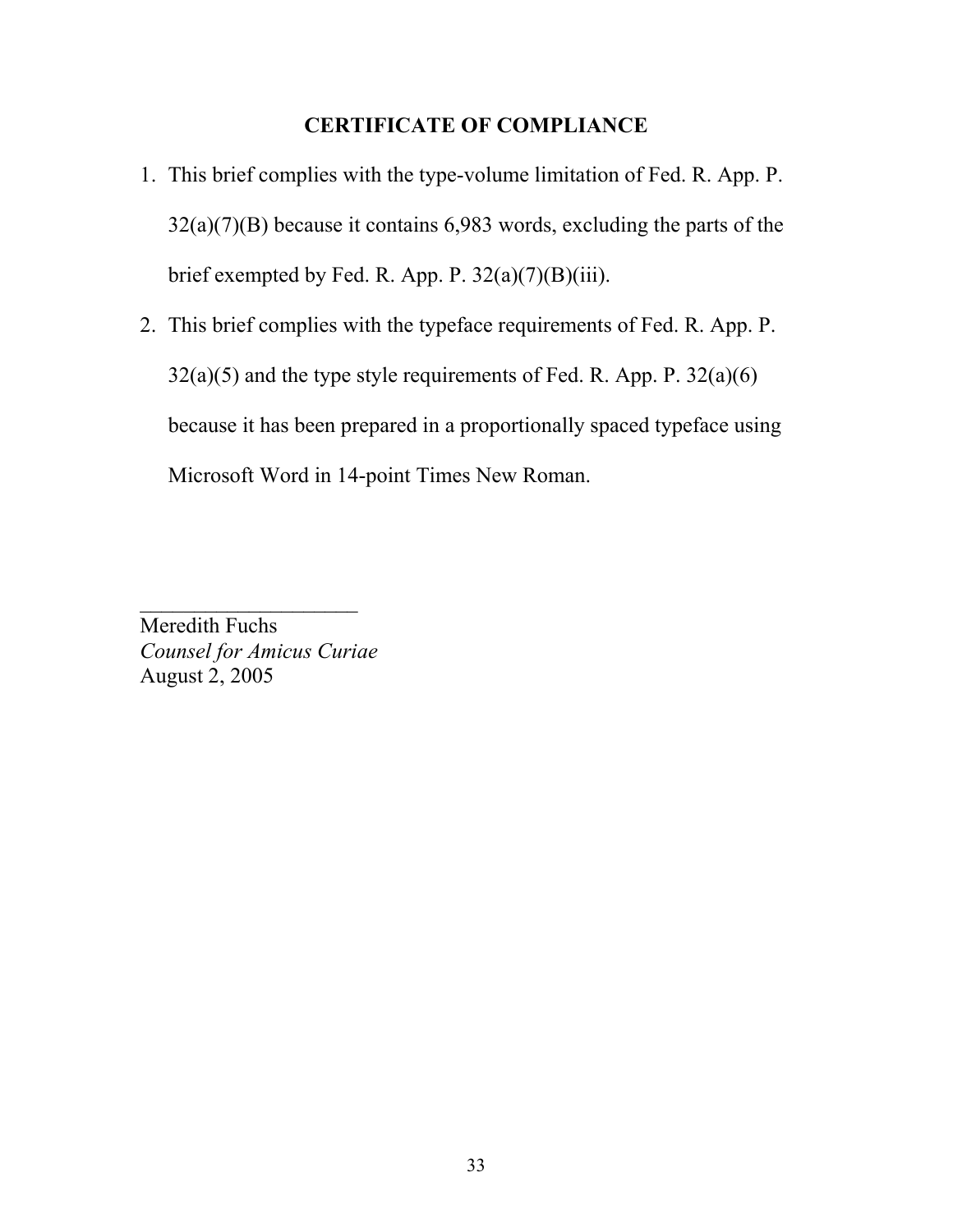## CERTIFICATE OF COMPLIANCE

1. This brief complies with the type-volume limitation of Fed. R. App. P. 32(a)(7)(B) because it contains 6,983 words, excluding the parts of the brief exempted by Fed. R. App. P. 32(a)(7)(B)(iii).
2. This brief complies with the typeface requirements of Fed. R. App. P. 32(a)(5) and the type style requirements of Fed. R. App. P. 32(a)(6) because it has been prepared in a proportionally spaced typeface using Microsoft Word in 14-point Times New Roman.

_____________________

Meredith Fuchs
*Counsel for Amicus Curiae*
August 2, 2005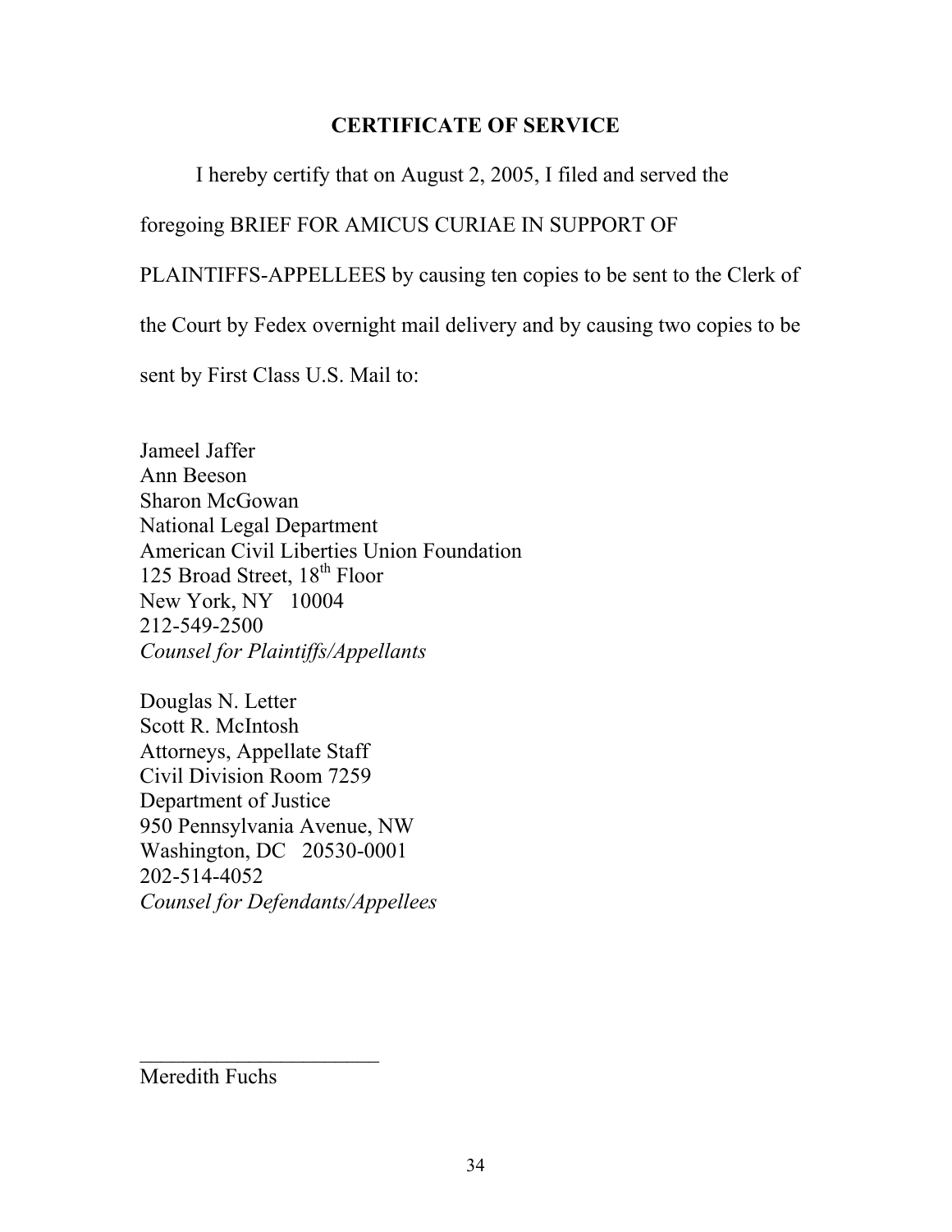# CERTIFICATE OF SERVICE

I hereby certify that on August 2, 2005, I filed and served the foregoing BRIEF FOR AMICUS CURIAE IN SUPPORT OF PLAINTIFFS-APPELLEES by causing ten copies to be sent to the Clerk of the Court by Fedex overnight mail delivery and by causing two copies to be sent by First Class U.S. Mail to:

Jameel Jaffer  
Ann Beeson  
Sharon McGowan  
National Legal Department  
American Civil Liberties Union Foundation  
125 Broad Street, 18th Floor  
New York, NY 10004  
212-549-2500  
*Counsel for Plaintiffs/Appellants*

Douglas N. Letter  
Scott R. McIntosh  
Attorneys, Appellate Staff  
Civil Division Room 7259  
Department of Justice  
950 Pennsylvania Avenue, NW  
Washington, DC 20530-0001  
202-514-4052  
*Counsel for Defendants/Appellees*

\_\_\_\_\_\_\_\_\_\_\_\_\_\_\_\_\_\_\_\_\_\_\_  
Meredith Fuchs